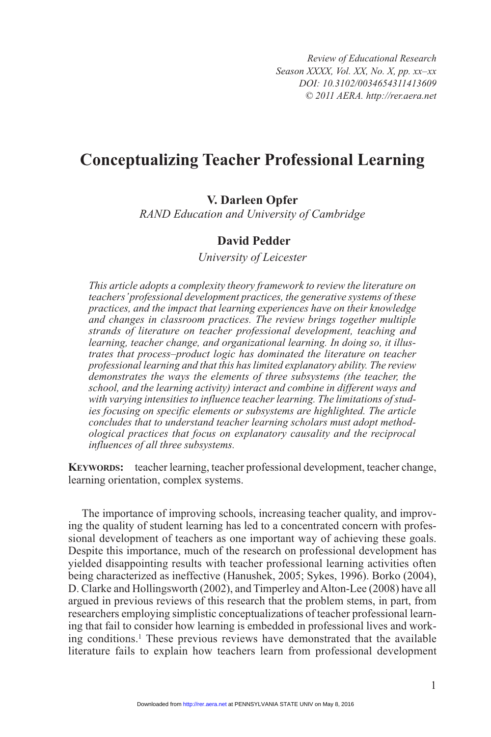# Conceptualizing Teacher Professional Learning

**V. Darleen Opfer**
*RAND Education and University of Cambridge*

**David Pedder**
*University of Leicester*

*This article adopts a complexity theory framework to review the literature on teachers' professional development practices, the generative systems of these practices, and the impact that learning experiences have on their knowledge and changes in classroom practices. The review brings together multiple strands of literature on teacher professional development, teaching and learning, teacher change, and organizational learning. In doing so, it illustrates that process–product logic has dominated the literature on teacher professional learning and that this has limited explanatory ability. The review demonstrates the ways the elements of three subsystems (the teacher, the school, and the learning activity) interact and combine in different ways and with varying intensities to influence teacher learning. The limitations of studies focusing on specific elements or subsystems are highlighted. The article concludes that to understand teacher learning scholars must adopt methodological practices that focus on explanatory causality and the reciprocal influences of all three subsystems.*

**Keywords:** teacher learning, teacher professional development, teacher change, learning orientation, complex systems.

The importance of improving schools, increasing teacher quality, and improving the quality of student learning has led to a concentrated concern with professional development of teachers as one important way of achieving these goals. Despite this importance, much of the research on professional development has yielded disappointing results with teacher professional learning activities often being characterized as ineffective (Hanushek, 2005; Sykes, 1996). Borko (2004), D. Clarke and Hollingsworth (2002), and Timperley and Alton-Lee (2008) have all argued in previous reviews of this research that the problem stems, in part, from researchers employing simplistic conceptualizations of teacher professional learning that fail to consider how learning is embedded in professional lives and working conditions.[1] These previous reviews have demonstrated that the available literature fails to explain how teachers learn from professional development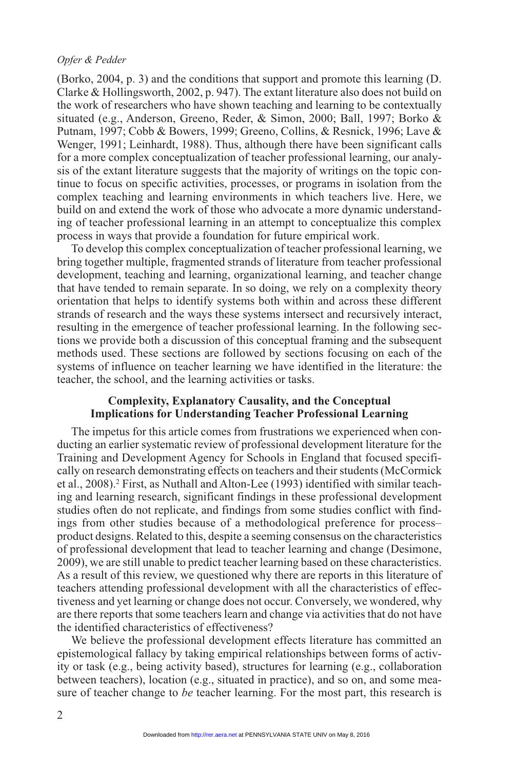(Borko, 2004, p. 3) and the conditions that support and promote this learning (D. Clarke & Hollingsworth, 2002, p. 947). The extant literature also does not build on the work of researchers who have shown teaching and learning to be contextually situated (e.g., Anderson, Greeno, Reder, & Simon, 2000; Ball, 1997; Borko & Putnam, 1997; Cobb & Bowers, 1999; Greeno, Collins, & Resnick, 1996; Lave & Wenger, 1991; Leinhardt, 1988). Thus, although there have been significant calls for a more complex conceptualization of teacher professional learning, our analysis of the extant literature suggests that the majority of writings on the topic continue to focus on specific activities, processes, or programs in isolation from the complex teaching and learning environments in which teachers live. Here, we build on and extend the work of those who advocate a more dynamic understanding of teacher professional learning in an attempt to conceptualize this complex process in ways that provide a foundation for future empirical work.

To develop this complex conceptualization of teacher professional learning, we bring together multiple, fragmented strands of literature from teacher professional development, teaching and learning, organizational learning, and teacher change that have tended to remain separate. In so doing, we rely on a complexity theory orientation that helps to identify systems both within and across these different strands of research and the ways these systems intersect and recursively interact, resulting in the emergence of teacher professional learning. In the following sections we provide both a discussion of this conceptual framing and the subsequent methods used. These sections are followed by sections focusing on each of the systems of influence on teacher learning we have identified in the literature: the teacher, the school, and the learning activities or tasks.

## Complexity, Explanatory Causality, and the Conceptual Implications for Understanding Teacher Professional Learning

The impetus for this article comes from frustrations we experienced when conducting an earlier systematic review of professional development literature for the Training and Development Agency for Schools in England that focused specifically on research demonstrating effects on teachers and their students (McCormick et al., 2008).[2] First, as Nuthall and Alton-Lee (1993) identified with similar teaching and learning research, significant findings in these professional development studies often do not replicate, and findings from some studies conflict with findings from other studies because of a methodological preference for process–product designs. Related to this, despite a seeming consensus on the characteristics of professional development that lead to teacher learning and change (Desimone, 2009), we are still unable to predict teacher learning based on these characteristics. As a result of this review, we questioned why there are reports in this literature of teachers attending professional development with all the characteristics of effectiveness and yet learning or change does not occur. Conversely, we wondered, why are there reports that some teachers learn and change via activities that do not have the identified characteristics of effectiveness?

We believe the professional development effects literature has committed an epistemological fallacy by taking empirical relationships between forms of activity or task (e.g., being activity based), structures for learning (e.g., collaboration between teachers), location (e.g., situated in practice), and so on, and some measure of teacher change to *be* teacher learning. For the most part, this research is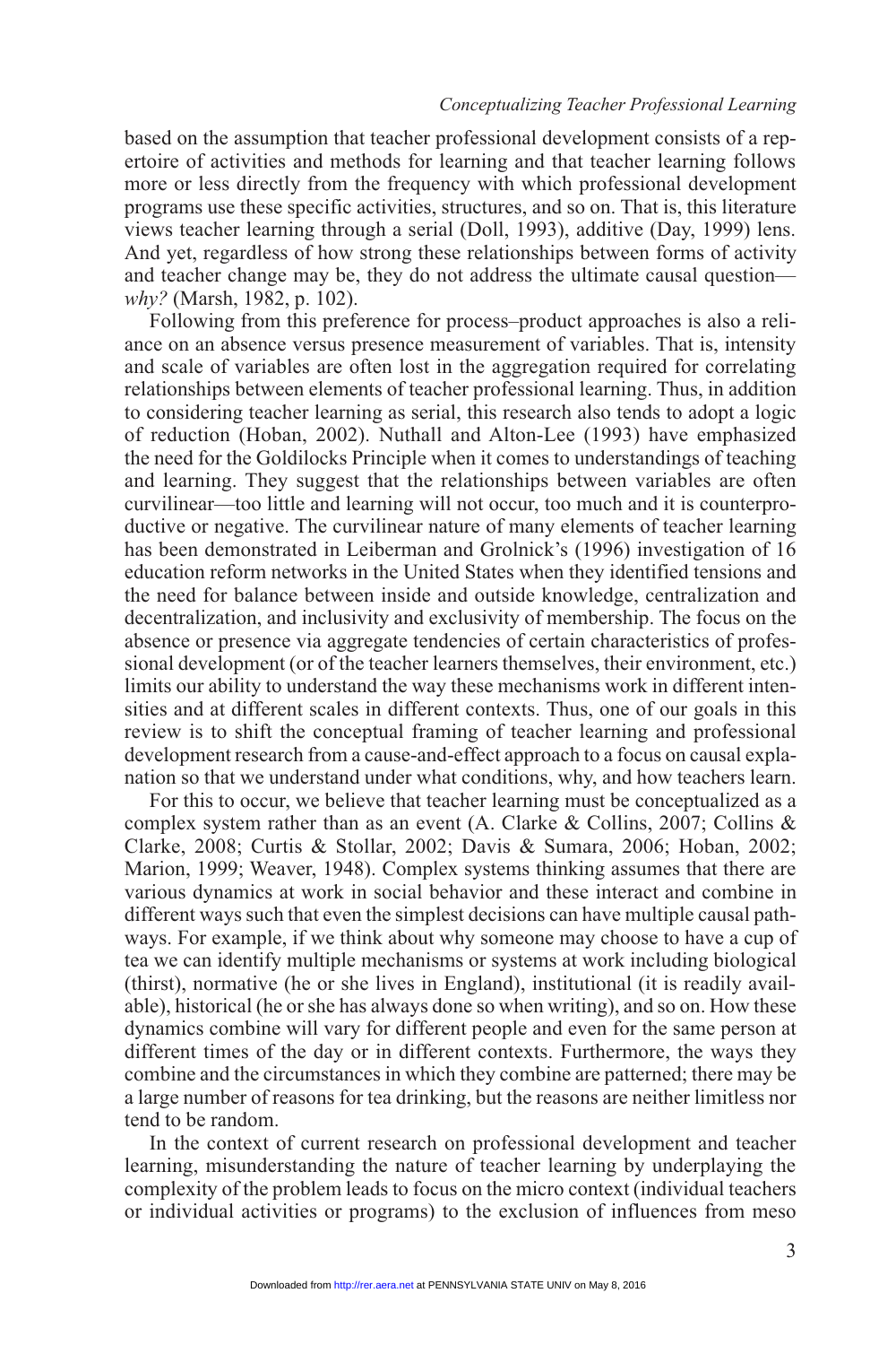based on the assumption that teacher professional development consists of a repertoire of activities and methods for learning and that teacher learning follows more or less directly from the frequency with which professional development programs use these specific activities, structures, and so on. That is, this literature views teacher learning through a serial (Doll, 1993), additive (Day, 1999) lens. And yet, regardless of how strong these relationships between forms of activity and teacher change may be, they do not address the ultimate causal question—*why?* (Marsh, 1982, p. 102).

Following from this preference for process–product approaches is also a reliance on an absence versus presence measurement of variables. That is, intensity and scale of variables are often lost in the aggregation required for correlating relationships between elements of teacher professional learning. Thus, in addition to considering teacher learning as serial, this research also tends to adopt a logic of reduction (Hoban, 2002). Nuthall and Alton-Lee (1993) have emphasized the need for the Goldilocks Principle when it comes to understandings of teaching and learning. They suggest that the relationships between variables are often curvilinear—too little and learning will not occur, too much and it is counterproductive or negative. The curvilinear nature of many elements of teacher learning has been demonstrated in Leiberman and Grolnick's (1996) investigation of 16 education reform networks in the United States when they identified tensions and the need for balance between inside and outside knowledge, centralization and decentralization, and inclusivity and exclusivity of membership. The focus on the absence or presence via aggregate tendencies of certain characteristics of professional development (or of the teacher learners themselves, their environment, etc.) limits our ability to understand the way these mechanisms work in different intensities and at different scales in different contexts. Thus, one of our goals in this review is to shift the conceptual framing of teacher learning and professional development research from a cause-and-effect approach to a focus on causal explanation so that we understand under what conditions, why, and how teachers learn.

For this to occur, we believe that teacher learning must be conceptualized as a complex system rather than as an event (A. Clarke & Collins, 2007; Collins & Clarke, 2008; Curtis & Stollar, 2002; Davis & Sumara, 2006; Hoban, 2002; Marion, 1999; Weaver, 1948). Complex systems thinking assumes that there are various dynamics at work in social behavior and these interact and combine in different ways such that even the simplest decisions can have multiple causal pathways. For example, if we think about why someone may choose to have a cup of tea we can identify multiple mechanisms or systems at work including biological (thirst), normative (he or she lives in England), institutional (it is readily available), historical (he or she has always done so when writing), and so on. How these dynamics combine will vary for different people and even for the same person at different times of the day or in different contexts. Furthermore, the ways they combine and the circumstances in which they combine are patterned; there may be a large number of reasons for tea drinking, but the reasons are neither limitless nor tend to be random.

In the context of current research on professional development and teacher learning, misunderstanding the nature of teacher learning by underplaying the complexity of the problem leads to focus on the micro context (individual teachers or individual activities or programs) to the exclusion of influences from meso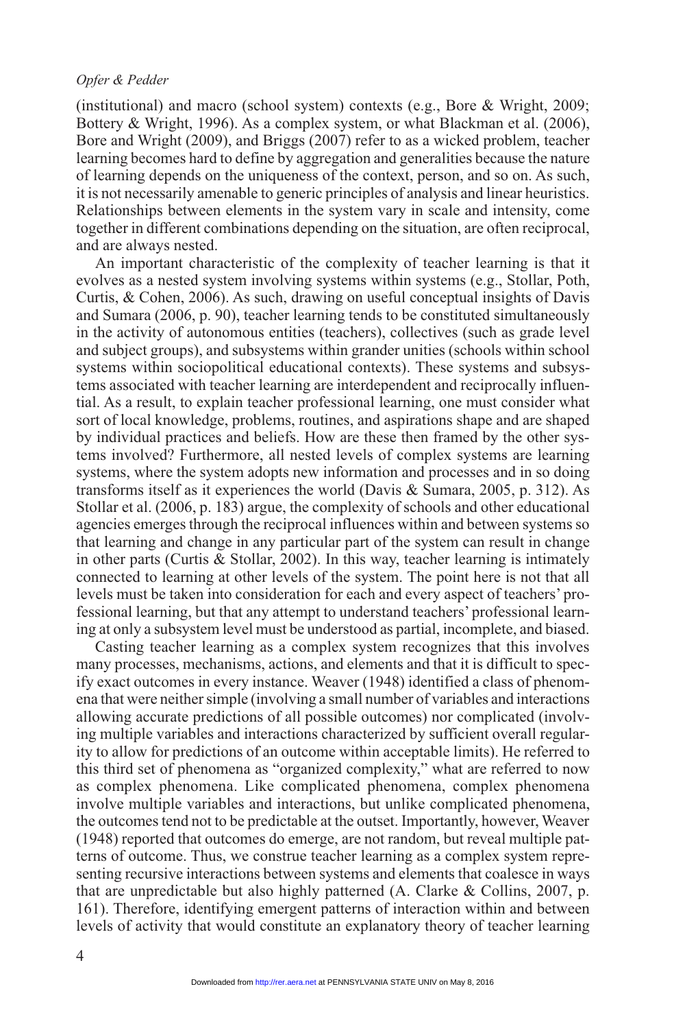(institutional) and macro (school system) contexts (e.g., Bore & Wright, 2009; Bottery & Wright, 1996). As a complex system, or what Blackman et al. (2006), Bore and Wright (2009), and Briggs (2007) refer to as a wicked problem, teacher learning becomes hard to define by aggregation and generalities because the nature of learning depends on the uniqueness of the context, person, and so on. As such, it is not necessarily amenable to generic principles of analysis and linear heuristics. Relationships between elements in the system vary in scale and intensity, come together in different combinations depending on the situation, are often reciprocal, and are always nested.

An important characteristic of the complexity of teacher learning is that it evolves as a nested system involving systems within systems (e.g., Stollar, Poth, Curtis, & Cohen, 2006). As such, drawing on useful conceptual insights of Davis and Sumara (2006, p. 90), teacher learning tends to be constituted simultaneously in the activity of autonomous entities (teachers), collectives (such as grade level and subject groups), and subsystems within grander unities (schools within school systems within sociopolitical educational contexts). These systems and subsystems associated with teacher learning are interdependent and reciprocally influential. As a result, to explain teacher professional learning, one must consider what sort of local knowledge, problems, routines, and aspirations shape and are shaped by individual practices and beliefs. How are these then framed by the other systems involved? Furthermore, all nested levels of complex systems are learning systems, where the system adopts new information and processes and in so doing transforms itself as it experiences the world (Davis & Sumara, 2005, p. 312). As Stollar et al. (2006, p. 183) argue, the complexity of schools and other educational agencies emerges through the reciprocal influences within and between systems so that learning and change in any particular part of the system can result in change in other parts (Curtis & Stollar, 2002). In this way, teacher learning is intimately connected to learning at other levels of the system. The point here is not that all levels must be taken into consideration for each and every aspect of teachers' professional learning, but that any attempt to understand teachers' professional learning at only a subsystem level must be understood as partial, incomplete, and biased.

Casting teacher learning as a complex system recognizes that this involves many processes, mechanisms, actions, and elements and that it is difficult to specify exact outcomes in every instance. Weaver (1948) identified a class of phenomena that were neither simple (involving a small number of variables and interactions allowing accurate predictions of all possible outcomes) nor complicated (involving multiple variables and interactions characterized by sufficient overall regularity to allow for predictions of an outcome within acceptable limits). He referred to this third set of phenomena as "organized complexity," what are referred to now as complex phenomena. Like complicated phenomena, complex phenomena involve multiple variables and interactions, but unlike complicated phenomena, the outcomes tend not to be predictable at the outset. Importantly, however, Weaver (1948) reported that outcomes do emerge, are not random, but reveal multiple patterns of outcome. Thus, we construe teacher learning as a complex system representing recursive interactions between systems and elements that coalesce in ways that are unpredictable but also highly patterned (A. Clarke & Collins, 2007, p. 161). Therefore, identifying emergent patterns of interaction within and between levels of activity that would constitute an explanatory theory of teacher learning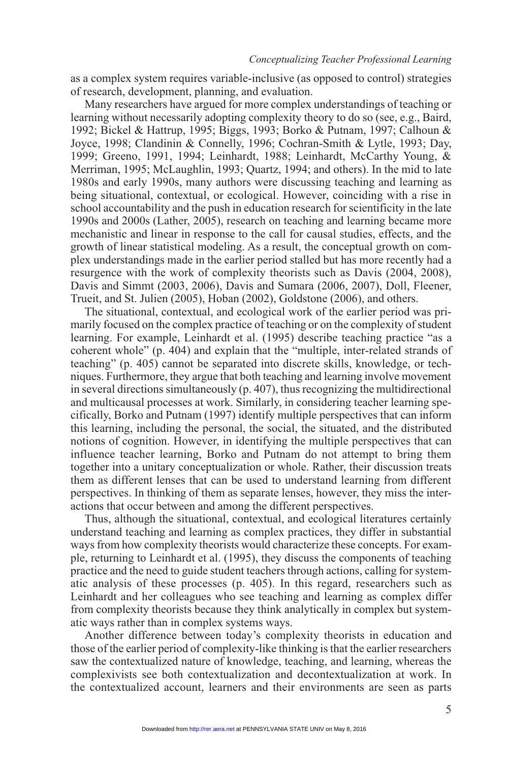as a complex system requires variable-inclusive (as opposed to control) strategies of research, development, planning, and evaluation.

Many researchers have argued for more complex understandings of teaching or learning without necessarily adopting complexity theory to do so (see, e.g., Baird, 1992; Bickel & Hattrup, 1995; Biggs, 1993; Borko & Putnam, 1997; Calhoun & Joyce, 1998; Clandinin & Connelly, 1996; Cochran-Smith & Lytle, 1993; Day, 1999; Greeno, 1991, 1994; Leinhardt, 1988; Leinhardt, McCarthy Young, & Merriman, 1995; McLaughlin, 1993; Quartz, 1994; and others). In the mid to late 1980s and early 1990s, many authors were discussing teaching and learning as being situational, contextual, or ecological. However, coinciding with a rise in school accountability and the push in education research for scientificity in the late 1990s and 2000s (Lather, 2005), research on teaching and learning became more mechanistic and linear in response to the call for causal studies, effects, and the growth of linear statistical modeling. As a result, the conceptual growth on complex understandings made in the earlier period stalled but has more recently had a resurgence with the work of complexity theorists such as Davis (2004, 2008), Davis and Simmt (2003, 2006), Davis and Sumara (2006, 2007), Doll, Fleener, Trueit, and St. Julien (2005), Hoban (2002), Goldstone (2006), and others.

The situational, contextual, and ecological work of the earlier period was primarily focused on the complex practice of teaching or on the complexity of student learning. For example, Leinhardt et al. (1995) describe teaching practice "as a coherent whole" (p. 404) and explain that the "multiple, inter-related strands of teaching" (p. 405) cannot be separated into discrete skills, knowledge, or techniques. Furthermore, they argue that both teaching and learning involve movement in several directions simultaneously (p. 407), thus recognizing the multidirectional and multicausal processes at work. Similarly, in considering teacher learning specifically, Borko and Putnam (1997) identify multiple perspectives that can inform this learning, including the personal, the social, the situated, and the distributed notions of cognition. However, in identifying the multiple perspectives that can influence teacher learning, Borko and Putnam do not attempt to bring them together into a unitary conceptualization or whole. Rather, their discussion treats them as different lenses that can be used to understand learning from different perspectives. In thinking of them as separate lenses, however, they miss the interactions that occur between and among the different perspectives.

Thus, although the situational, contextual, and ecological literatures certainly understand teaching and learning as complex practices, they differ in substantial ways from how complexity theorists would characterize these concepts. For example, returning to Leinhardt et al. (1995), they discuss the components of teaching practice and the need to guide student teachers through actions, calling for systematic analysis of these processes (p. 405). In this regard, researchers such as Leinhardt and her colleagues who see teaching and learning as complex differ from complexity theorists because they think analytically in complex but systematic ways rather than in complex systems ways.

Another difference between today's complexity theorists in education and those of the earlier period of complexity-like thinking is that the earlier researchers saw the contextualized nature of knowledge, teaching, and learning, whereas the complexivists see both contextualization and decontextualization at work. In the contextualized account, learners and their environments are seen as parts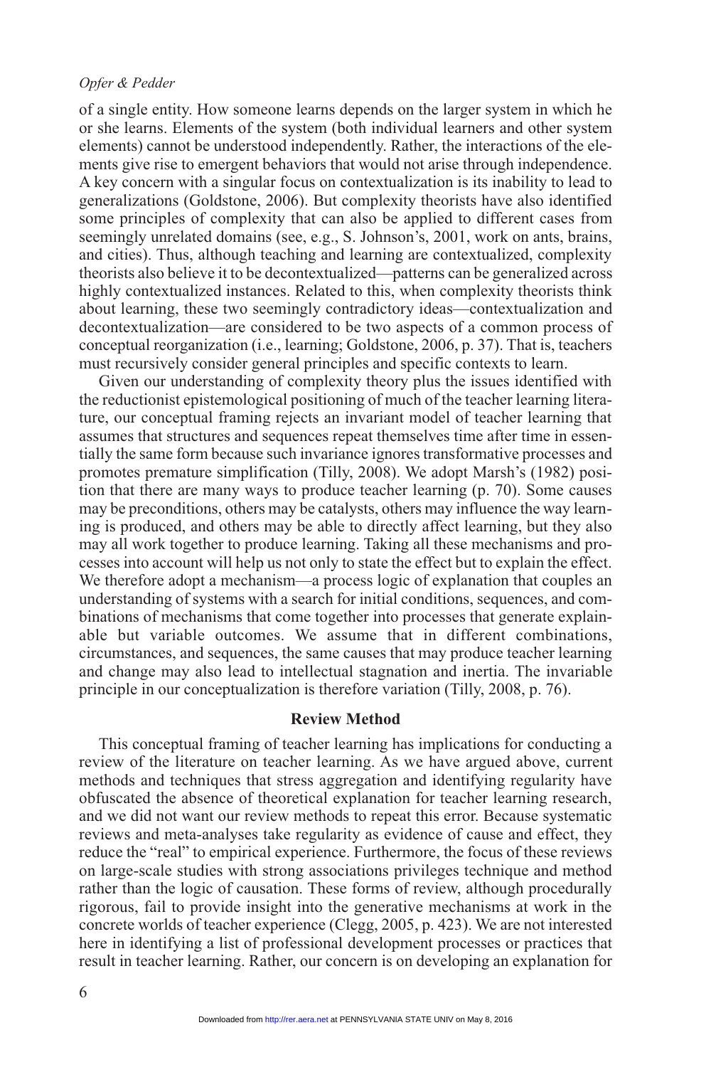of a single entity. How someone learns depends on the larger system in which he or she learns. Elements of the system (both individual learners and other system elements) cannot be understood independently. Rather, the interactions of the elements give rise to emergent behaviors that would not arise through independence. A key concern with a singular focus on contextualization is its inability to lead to generalizations (Goldstone, 2006). But complexity theorists have also identified some principles of complexity that can also be applied to different cases from seemingly unrelated domains (see, e.g., S. Johnson's, 2001, work on ants, brains, and cities). Thus, although teaching and learning are contextualized, complexity theorists also believe it to be decontextualized—patterns can be generalized across highly contextualized instances. Related to this, when complexity theorists think about learning, these two seemingly contradictory ideas—contextualization and decontextualization—are considered to be two aspects of a common process of conceptual reorganization (i.e., learning; Goldstone, 2006, p. 37). That is, teachers must recursively consider general principles and specific contexts to learn.

Given our understanding of complexity theory plus the issues identified with the reductionist epistemological positioning of much of the teacher learning literature, our conceptual framing rejects an invariant model of teacher learning that assumes that structures and sequences repeat themselves time after time in essentially the same form because such invariance ignores transformative processes and promotes premature simplification (Tilly, 2008). We adopt Marsh's (1982) position that there are many ways to produce teacher learning (p. 70). Some causes may be preconditions, others may be catalysts, others may influence the way learning is produced, and others may be able to directly affect learning, but they also may all work together to produce learning. Taking all these mechanisms and processes into account will help us not only to state the effect but to explain the effect. We therefore adopt a mechanism—a process logic of explanation that couples an understanding of systems with a search for initial conditions, sequences, and combinations of mechanisms that come together into processes that generate explainable but variable outcomes. We assume that in different combinations, circumstances, and sequences, the same causes that may produce teacher learning and change may also lead to intellectual stagnation and inertia. The invariable principle in our conceptualization is therefore variation (Tilly, 2008, p. 76).

## Review Method

This conceptual framing of teacher learning has implications for conducting a review of the literature on teacher learning. As we have argued above, current methods and techniques that stress aggregation and identifying regularity have obfuscated the absence of theoretical explanation for teacher learning research, and we did not want our review methods to repeat this error. Because systematic reviews and meta-analyses take regularity as evidence of cause and effect, they reduce the "real" to empirical experience. Furthermore, the focus of these reviews on large-scale studies with strong associations privileges technique and method rather than the logic of causation. These forms of review, although procedurally rigorous, fail to provide insight into the generative mechanisms at work in the concrete worlds of teacher experience (Clegg, 2005, p. 423). We are not interested here in identifying a list of professional development processes or practices that result in teacher learning. Rather, our concern is on developing an explanation for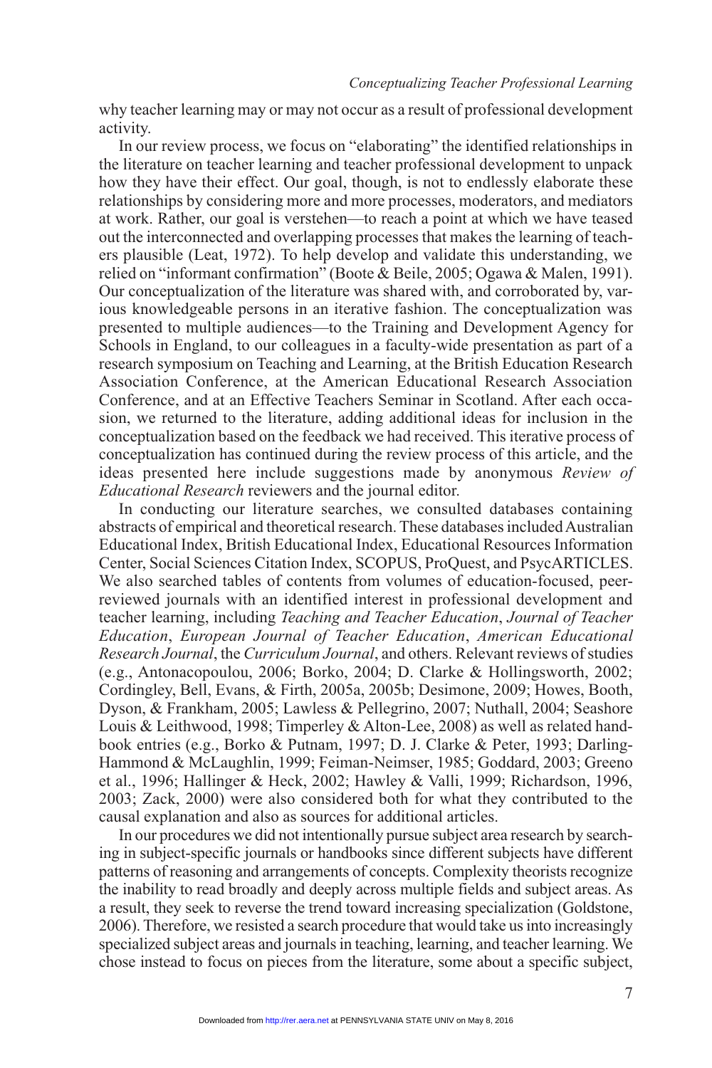why teacher learning may or may not occur as a result of professional development activity.

In our review process, we focus on "elaborating" the identified relationships in the literature on teacher learning and teacher professional development to unpack how they have their effect. Our goal, though, is not to endlessly elaborate these relationships by considering more and more processes, moderators, and mediators at work. Rather, our goal is verstehen—to reach a point at which we have teased out the interconnected and overlapping processes that makes the learning of teachers plausible (Leat, 1972). To help develop and validate this understanding, we relied on "informant confirmation" (Boote & Beile, 2005; Ogawa & Malen, 1991). Our conceptualization of the literature was shared with, and corroborated by, various knowledgeable persons in an iterative fashion. The conceptualization was presented to multiple audiences—to the Training and Development Agency for Schools in England, to our colleagues in a faculty-wide presentation as part of a research symposium on Teaching and Learning, at the British Education Research Association Conference, at the American Educational Research Association Conference, and at an Effective Teachers Seminar in Scotland. After each occasion, we returned to the literature, adding additional ideas for inclusion in the conceptualization based on the feedback we had received. This iterative process of conceptualization has continued during the review process of this article, and the ideas presented here include suggestions made by anonymous *Review of Educational Research* reviewers and the journal editor.

In conducting our literature searches, we consulted databases containing abstracts of empirical and theoretical research. These databases included Australian Educational Index, British Educational Index, Educational Resources Information Center, Social Sciences Citation Index, SCOPUS, ProQuest, and PsycARTICLES. We also searched tables of contents from volumes of education-focused, peer-reviewed journals with an identified interest in professional development and teacher learning, including *Teaching and Teacher Education*, *Journal of Teacher Education*, *European Journal of Teacher Education*, *American Educational Research Journal*, the *Curriculum Journal*, and others. Relevant reviews of studies (e.g., Antonacopoulou, 2006; Borko, 2004; D. Clarke & Hollingsworth, 2002; Cordingley, Bell, Evans, & Firth, 2005a, 2005b; Desimone, 2009; Howes, Booth, Dyson, & Frankham, 2005; Lawless & Pellegrino, 2007; Nuthall, 2004; Seashore Louis & Leithwood, 1998; Timperley & Alton-Lee, 2008) as well as related handbook entries (e.g., Borko & Putnam, 1997; D. J. Clarke & Peter, 1993; Darling-Hammond & McLaughlin, 1999; Feiman-Neimser, 1985; Goddard, 2003; Greeno et al., 1996; Hallinger & Heck, 2002; Hawley & Valli, 1999; Richardson, 1996, 2003; Zack, 2000) were also considered both for what they contributed to the causal explanation and also as sources for additional articles.

In our procedures we did not intentionally pursue subject area research by searching in subject-specific journals or handbooks since different subjects have different patterns of reasoning and arrangements of concepts. Complexity theorists recognize the inability to read broadly and deeply across multiple fields and subject areas. As a result, they seek to reverse the trend toward increasing specialization (Goldstone, 2006). Therefore, we resisted a search procedure that would take us into increasingly specialized subject areas and journals in teaching, learning, and teacher learning. We chose instead to focus on pieces from the literature, some about a specific subject,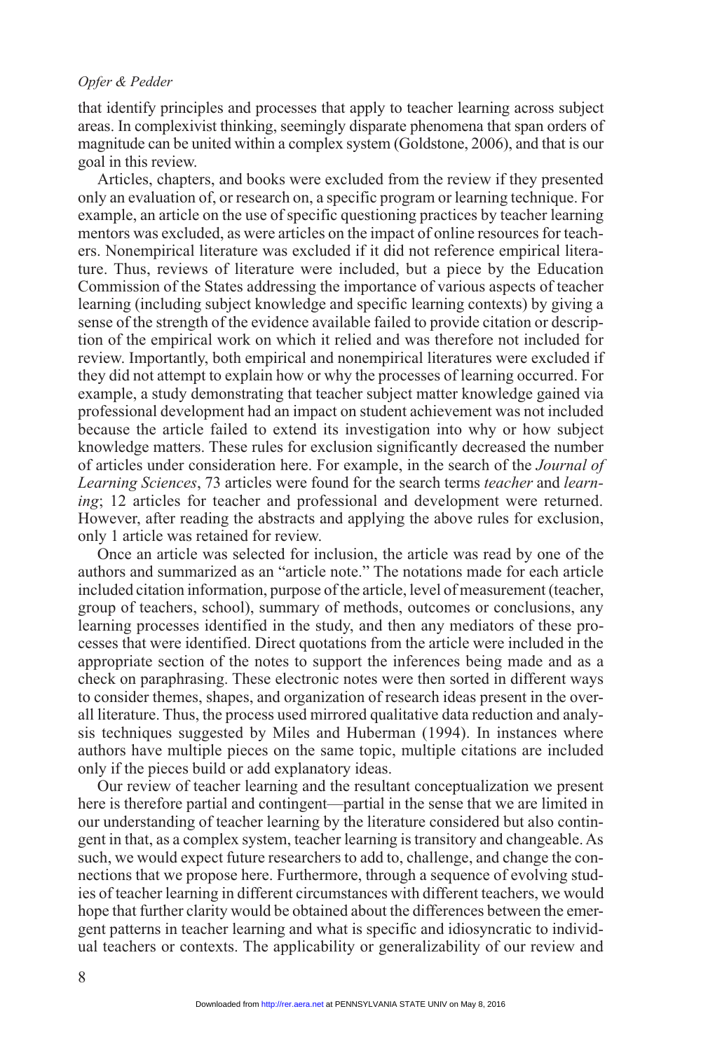that identify principles and processes that apply to teacher learning across subject areas. In complexivist thinking, seemingly disparate phenomena that span orders of magnitude can be united within a complex system (Goldstone, 2006), and that is our goal in this review.

Articles, chapters, and books were excluded from the review if they presented only an evaluation of, or research on, a specific program or learning technique. For example, an article on the use of specific questioning practices by teacher learning mentors was excluded, as were articles on the impact of online resources for teachers. Nonempirical literature was excluded if it did not reference empirical literature. Thus, reviews of literature were included, but a piece by the Education Commission of the States addressing the importance of various aspects of teacher learning (including subject knowledge and specific learning contexts) by giving a sense of the strength of the evidence available failed to provide citation or description of the empirical work on which it relied and was therefore not included for review. Importantly, both empirical and nonempirical literatures were excluded if they did not attempt to explain how or why the processes of learning occurred. For example, a study demonstrating that teacher subject matter knowledge gained via professional development had an impact on student achievement was not included because the article failed to extend its investigation into why or how subject knowledge matters. These rules for exclusion significantly decreased the number of articles under consideration here. For example, in the search of the *Journal of Learning Sciences*, 73 articles were found for the search terms *teacher* and *learning*; 12 articles for teacher and professional and development were returned. However, after reading the abstracts and applying the above rules for exclusion, only 1 article was retained for review.

Once an article was selected for inclusion, the article was read by one of the authors and summarized as an "article note." The notations made for each article included citation information, purpose of the article, level of measurement (teacher, group of teachers, school), summary of methods, outcomes or conclusions, any learning processes identified in the study, and then any mediators of these processes that were identified. Direct quotations from the article were included in the appropriate section of the notes to support the inferences being made and as a check on paraphrasing. These electronic notes were then sorted in different ways to consider themes, shapes, and organization of research ideas present in the overall literature. Thus, the process used mirrored qualitative data reduction and analysis techniques suggested by Miles and Huberman (1994). In instances where authors have multiple pieces on the same topic, multiple citations are included only if the pieces build or add explanatory ideas.

Our review of teacher learning and the resultant conceptualization we present here is therefore partial and contingent—partial in the sense that we are limited in our understanding of teacher learning by the literature considered but also contingent in that, as a complex system, teacher learning is transitory and changeable. As such, we would expect future researchers to add to, challenge, and change the connections that we propose here. Furthermore, through a sequence of evolving studies of teacher learning in different circumstances with different teachers, we would hope that further clarity would be obtained about the differences between the emergent patterns in teacher learning and what is specific and idiosyncratic to individual teachers or contexts. The applicability or generalizability of our review and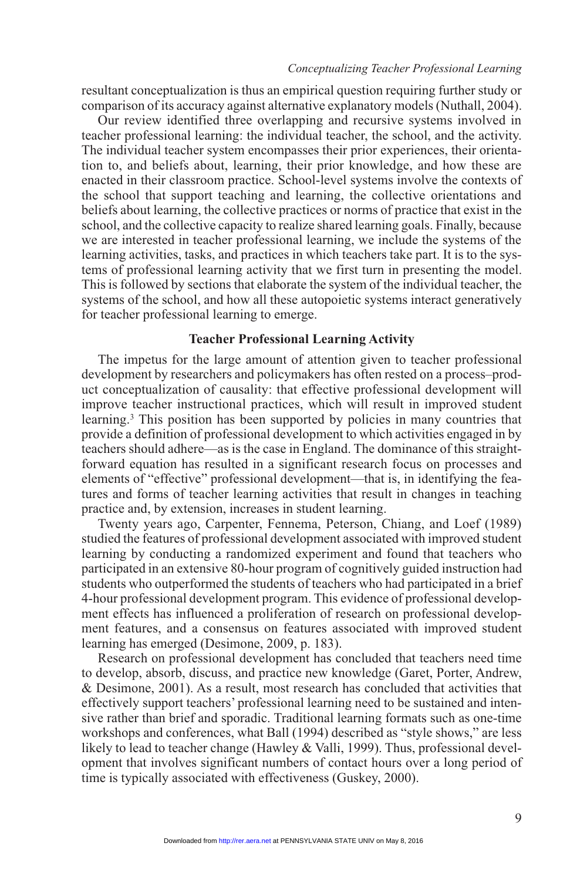resultant conceptualization is thus an empirical question requiring further study or comparison of its accuracy against alternative explanatory models (Nuthall, 2004).

Our review identified three overlapping and recursive systems involved in teacher professional learning: the individual teacher, the school, and the activity. The individual teacher system encompasses their prior experiences, their orientation to, and beliefs about, learning, their prior knowledge, and how these are enacted in their classroom practice. School-level systems involve the contexts of the school that support teaching and learning, the collective orientations and beliefs about learning, the collective practices or norms of practice that exist in the school, and the collective capacity to realize shared learning goals. Finally, because we are interested in teacher professional learning, we include the systems of the learning activities, tasks, and practices in which teachers take part. It is to the systems of professional learning activity that we first turn in presenting the model. This is followed by sections that elaborate the system of the individual teacher, the systems of the school, and how all these autopoietic systems interact generatively for teacher professional learning to emerge.

## Teacher Professional Learning Activity

The impetus for the large amount of attention given to teacher professional development by researchers and policymakers has often rested on a process–product conceptualization of causality: that effective professional development will improve teacher instructional practices, which will result in improved student learning.[3] This position has been supported by policies in many countries that provide a definition of professional development to which activities engaged in by teachers should adhere—as is the case in England. The dominance of this straightforward equation has resulted in a significant research focus on processes and elements of "effective" professional development—that is, in identifying the features and forms of teacher learning activities that result in changes in teaching practice and, by extension, increases in student learning.

Twenty years ago, Carpenter, Fennema, Peterson, Chiang, and Loef (1989) studied the features of professional development associated with improved student learning by conducting a randomized experiment and found that teachers who participated in an extensive 80-hour program of cognitively guided instruction had students who outperformed the students of teachers who had participated in a brief 4-hour professional development program. This evidence of professional development effects has influenced a proliferation of research on professional development features, and a consensus on features associated with improved student learning has emerged (Desimone, 2009, p. 183).

Research on professional development has concluded that teachers need time to develop, absorb, discuss, and practice new knowledge (Garet, Porter, Andrew, & Desimone, 2001). As a result, most research has concluded that activities that effectively support teachers' professional learning need to be sustained and intensive rather than brief and sporadic. Traditional learning formats such as one-time workshops and conferences, what Ball (1994) described as "style shows," are less likely to lead to teacher change (Hawley & Valli, 1999). Thus, professional development that involves significant numbers of contact hours over a long period of time is typically associated with effectiveness (Guskey, 2000).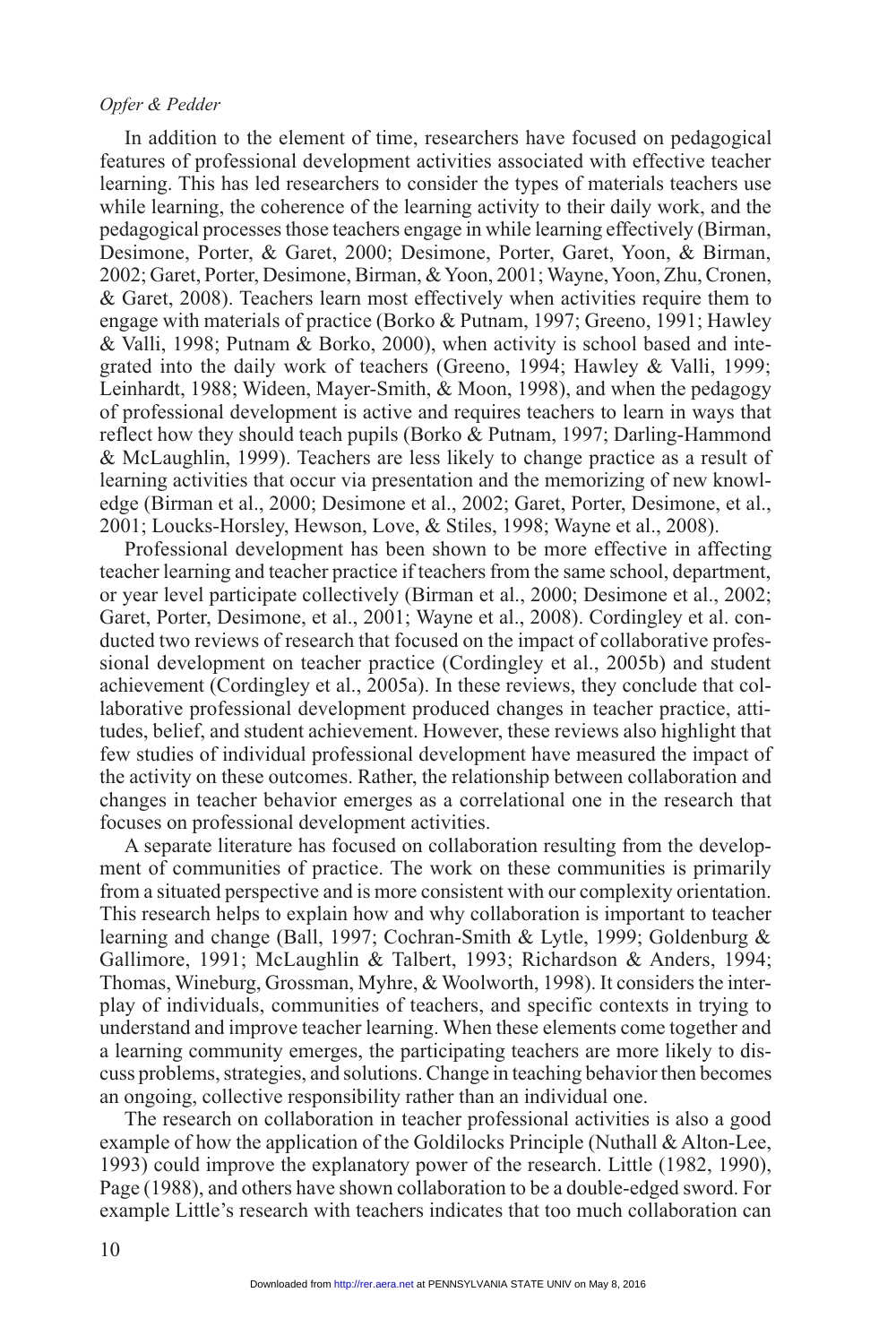In addition to the element of time, researchers have focused on pedagogical features of professional development activities associated with effective teacher learning. This has led researchers to consider the types of materials teachers use while learning, the coherence of the learning activity to their daily work, and the pedagogical processes those teachers engage in while learning effectively (Birman, Desimone, Porter, & Garet, 2000; Desimone, Porter, Garet, Yoon, & Birman, 2002; Garet, Porter, Desimone, Birman, & Yoon, 2001; Wayne, Yoon, Zhu, Cronen, & Garet, 2008). Teachers learn most effectively when activities require them to engage with materials of practice (Borko & Putnam, 1997; Greeno, 1991; Hawley & Valli, 1998; Putnam & Borko, 2000), when activity is school based and integrated into the daily work of teachers (Greeno, 1994; Hawley & Valli, 1999; Leinhardt, 1988; Wideen, Mayer-Smith, & Moon, 1998), and when the pedagogy of professional development is active and requires teachers to learn in ways that reflect how they should teach pupils (Borko & Putnam, 1997; Darling-Hammond & McLaughlin, 1999). Teachers are less likely to change practice as a result of learning activities that occur via presentation and the memorizing of new knowledge (Birman et al., 2000; Desimone et al., 2002; Garet, Porter, Desimone, et al., 2001; Loucks-Horsley, Hewson, Love, & Stiles, 1998; Wayne et al., 2008).

Professional development has been shown to be more effective in affecting teacher learning and teacher practice if teachers from the same school, department, or year level participate collectively (Birman et al., 2000; Desimone et al., 2002; Garet, Porter, Desimone, et al., 2001; Wayne et al., 2008). Cordingley et al. conducted two reviews of research that focused on the impact of collaborative professional development on teacher practice (Cordingley et al., 2005b) and student achievement (Cordingley et al., 2005a). In these reviews, they conclude that collaborative professional development produced changes in teacher practice, attitudes, belief, and student achievement. However, these reviews also highlight that few studies of individual professional development have measured the impact of the activity on these outcomes. Rather, the relationship between collaboration and changes in teacher behavior emerges as a correlational one in the research that focuses on professional development activities.

A separate literature has focused on collaboration resulting from the development of communities of practice. The work on these communities is primarily from a situated perspective and is more consistent with our complexity orientation. This research helps to explain how and why collaboration is important to teacher learning and change (Ball, 1997; Cochran-Smith & Lytle, 1999; Goldenburg & Gallimore, 1991; McLaughlin & Talbert, 1993; Richardson & Anders, 1994; Thomas, Wineburg, Grossman, Myhre, & Woolworth, 1998). It considers the interplay of individuals, communities of teachers, and specific contexts in trying to understand and improve teacher learning. When these elements come together and a learning community emerges, the participating teachers are more likely to discuss problems, strategies, and solutions. Change in teaching behavior then becomes an ongoing, collective responsibility rather than an individual one.

The research on collaboration in teacher professional activities is also a good example of how the application of the Goldilocks Principle (Nuthall & Alton-Lee, 1993) could improve the explanatory power of the research. Little (1982, 1990), Page (1988), and others have shown collaboration to be a double-edged sword. For example Little's research with teachers indicates that too much collaboration can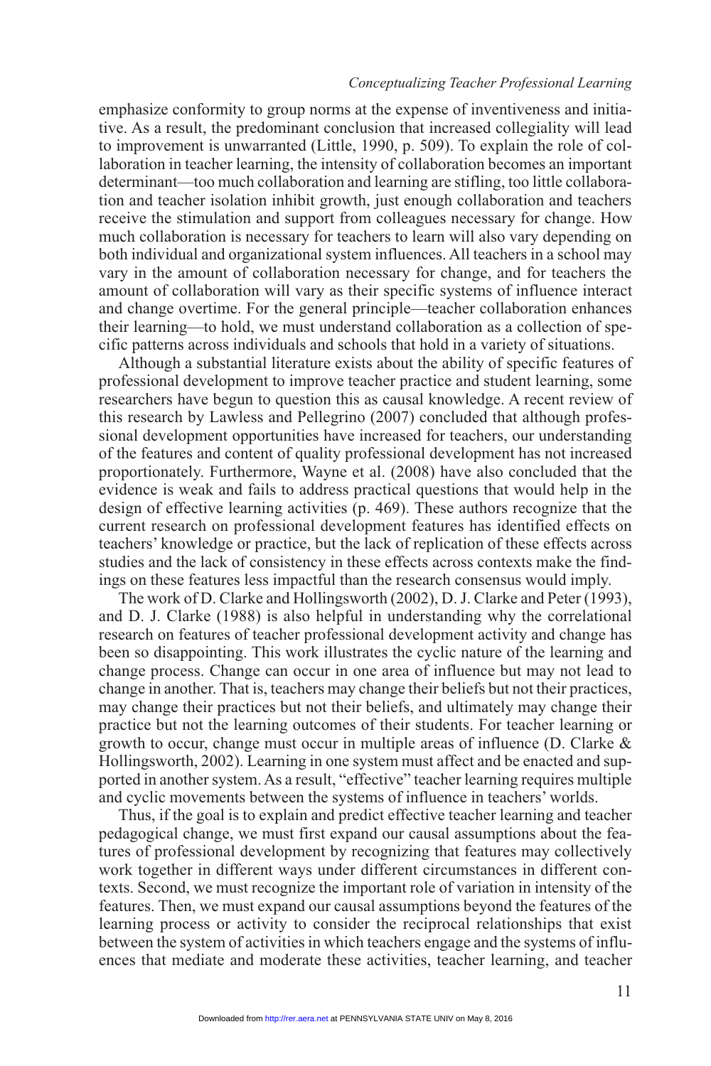emphasize conformity to group norms at the expense of inventiveness and initiative. As a result, the predominant conclusion that increased collegiality will lead to improvement is unwarranted (Little, 1990, p. 509). To explain the role of collaboration in teacher learning, the intensity of collaboration becomes an important determinant—too much collaboration and learning are stifling, too little collaboration and teacher isolation inhibit growth, just enough collaboration and teachers receive the stimulation and support from colleagues necessary for change. How much collaboration is necessary for teachers to learn will also vary depending on both individual and organizational system influences. All teachers in a school may vary in the amount of collaboration necessary for change, and for teachers the amount of collaboration will vary as their specific systems of influence interact and change overtime. For the general principle—teacher collaboration enhances their learning—to hold, we must understand collaboration as a collection of specific patterns across individuals and schools that hold in a variety of situations.

Although a substantial literature exists about the ability of specific features of professional development to improve teacher practice and student learning, some researchers have begun to question this as causal knowledge. A recent review of this research by Lawless and Pellegrino (2007) concluded that although professional development opportunities have increased for teachers, our understanding of the features and content of quality professional development has not increased proportionately. Furthermore, Wayne et al. (2008) have also concluded that the evidence is weak and fails to address practical questions that would help in the design of effective learning activities (p. 469). These authors recognize that the current research on professional development features has identified effects on teachers' knowledge or practice, but the lack of replication of these effects across studies and the lack of consistency in these effects across contexts make the findings on these features less impactful than the research consensus would imply.

The work of D. Clarke and Hollingsworth (2002), D. J. Clarke and Peter (1993), and D. J. Clarke (1988) is also helpful in understanding why the correlational research on features of teacher professional development activity and change has been so disappointing. This work illustrates the cyclic nature of the learning and change process. Change can occur in one area of influence but may not lead to change in another. That is, teachers may change their beliefs but not their practices, may change their practices but not their beliefs, and ultimately may change their practice but not the learning outcomes of their students. For teacher learning or growth to occur, change must occur in multiple areas of influence (D. Clarke & Hollingsworth, 2002). Learning in one system must affect and be enacted and supported in another system. As a result, "effective" teacher learning requires multiple and cyclic movements between the systems of influence in teachers' worlds.

Thus, if the goal is to explain and predict effective teacher learning and teacher pedagogical change, we must first expand our causal assumptions about the features of professional development by recognizing that features may collectively work together in different ways under different circumstances in different contexts. Second, we must recognize the important role of variation in intensity of the features. Then, we must expand our causal assumptions beyond the features of the learning process or activity to consider the reciprocal relationships that exist between the system of activities in which teachers engage and the systems of influences that mediate and moderate these activities, teacher learning, and teacher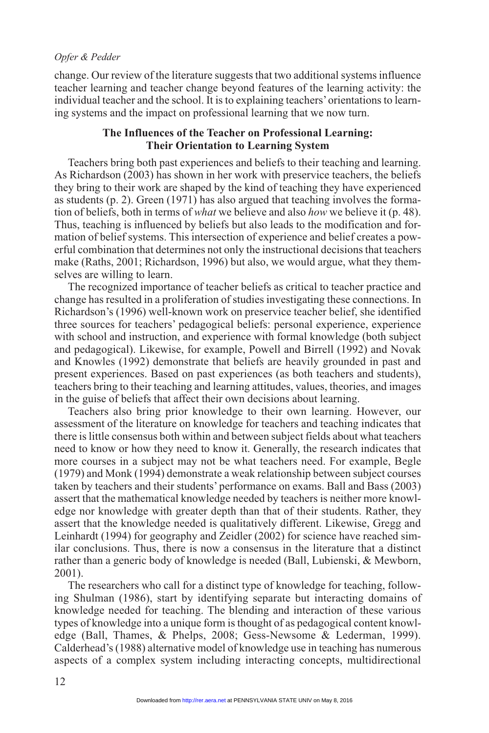change. Our review of the literature suggests that two additional systems influence teacher learning and teacher change beyond features of the learning activity: the individual teacher and the school. It is to explaining teachers' orientations to learning systems and the impact on professional learning that we now turn.

## The Influences of the Teacher on Professional Learning: Their Orientation to Learning System

Teachers bring both past experiences and beliefs to their teaching and learning. As Richardson (2003) has shown in her work with preservice teachers, the beliefs they bring to their work are shaped by the kind of teaching they have experienced as students (p. 2). Green (1971) has also argued that teaching involves the formation of beliefs, both in terms of *what* we believe and also *how* we believe it (p. 48). Thus, teaching is influenced by beliefs but also leads to the modification and formation of belief systems. This intersection of experience and belief creates a powerful combination that determines not only the instructional decisions that teachers make (Raths, 2001; Richardson, 1996) but also, we would argue, what they themselves are willing to learn.

The recognized importance of teacher beliefs as critical to teacher practice and change has resulted in a proliferation of studies investigating these connections. In Richardson's (1996) well-known work on preservice teacher belief, she identified three sources for teachers' pedagogical beliefs: personal experience, experience with school and instruction, and experience with formal knowledge (both subject and pedagogical). Likewise, for example, Powell and Birrell (1992) and Novak and Knowles (1992) demonstrate that beliefs are heavily grounded in past and present experiences. Based on past experiences (as both teachers and students), teachers bring to their teaching and learning attitudes, values, theories, and images in the guise of beliefs that affect their own decisions about learning.

Teachers also bring prior knowledge to their own learning. However, our assessment of the literature on knowledge for teachers and teaching indicates that there is little consensus both within and between subject fields about what teachers need to know or how they need to know it. Generally, the research indicates that more courses in a subject may not be what teachers need. For example, Begle (1979) and Monk (1994) demonstrate a weak relationship between subject courses taken by teachers and their students' performance on exams. Ball and Bass (2003) assert that the mathematical knowledge needed by teachers is neither more knowledge nor knowledge with greater depth than that of their students. Rather, they assert that the knowledge needed is qualitatively different. Likewise, Gregg and Leinhardt (1994) for geography and Zeidler (2002) for science have reached similar conclusions. Thus, there is now a consensus in the literature that a distinct rather than a generic body of knowledge is needed (Ball, Lubienski, & Mewborn, 2001).

The researchers who call for a distinct type of knowledge for teaching, following Shulman (1986), start by identifying separate but interacting domains of knowledge needed for teaching. The blending and interaction of these various types of knowledge into a unique form is thought of as pedagogical content knowledge (Ball, Thames, & Phelps, 2008; Gess-Newsome & Lederman, 1999). Calderhead's (1988) alternative model of knowledge use in teaching has numerous aspects of a complex system including interacting concepts, multidirectional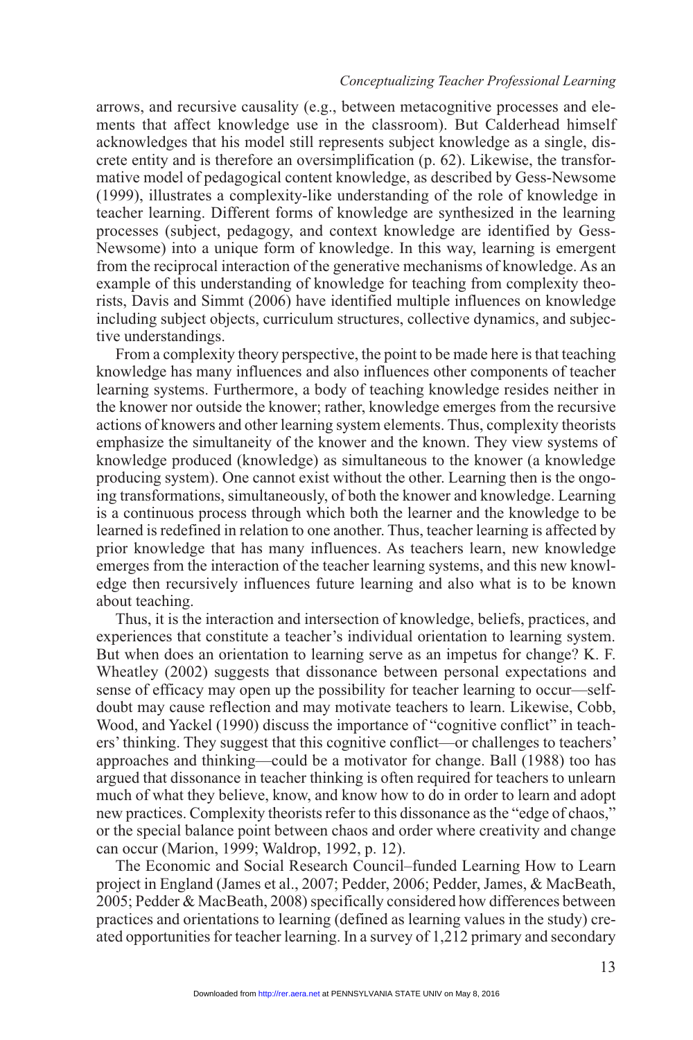arrows, and recursive causality (e.g., between metacognitive processes and elements that affect knowledge use in the classroom). But Calderhead himself acknowledges that his model still represents subject knowledge as a single, discrete entity and is therefore an oversimplification (p. 62). Likewise, the transformative model of pedagogical content knowledge, as described by Gess-Newsome (1999), illustrates a complexity-like understanding of the role of knowledge in teacher learning. Different forms of knowledge are synthesized in the learning processes (subject, pedagogy, and context knowledge are identified by Gess-Newsome) into a unique form of knowledge. In this way, learning is emergent from the reciprocal interaction of the generative mechanisms of knowledge. As an example of this understanding of knowledge for teaching from complexity theorists, Davis and Simmt (2006) have identified multiple influences on knowledge including subject objects, curriculum structures, collective dynamics, and subjective understandings.

From a complexity theory perspective, the point to be made here is that teaching knowledge has many influences and also influences other components of teacher learning systems. Furthermore, a body of teaching knowledge resides neither in the knower nor outside the knower; rather, knowledge emerges from the recursive actions of knowers and other learning system elements. Thus, complexity theorists emphasize the simultaneity of the knower and the known. They view systems of knowledge produced (knowledge) as simultaneous to the knower (a knowledge producing system). One cannot exist without the other. Learning then is the ongoing transformations, simultaneously, of both the knower and knowledge. Learning is a continuous process through which both the learner and the knowledge to be learned is redefined in relation to one another. Thus, teacher learning is affected by prior knowledge that has many influences. As teachers learn, new knowledge emerges from the interaction of the teacher learning systems, and this new knowledge then recursively influences future learning and also what is to be known about teaching.

Thus, it is the interaction and intersection of knowledge, beliefs, practices, and experiences that constitute a teacher's individual orientation to learning system. But when does an orientation to learning serve as an impetus for change? K. F. Wheatley (2002) suggests that dissonance between personal expectations and sense of efficacy may open up the possibility for teacher learning to occur—self-doubt may cause reflection and may motivate teachers to learn. Likewise, Cobb, Wood, and Yackel (1990) discuss the importance of "cognitive conflict" in teachers' thinking. They suggest that this cognitive conflict—or challenges to teachers' approaches and thinking—could be a motivator for change. Ball (1988) too has argued that dissonance in teacher thinking is often required for teachers to unlearn much of what they believe, know, and know how to do in order to learn and adopt new practices. Complexity theorists refer to this dissonance as the "edge of chaos," or the special balance point between chaos and order where creativity and change can occur (Marion, 1999; Waldrop, 1992, p. 12).

The Economic and Social Research Council–funded Learning How to Learn project in England (James et al., 2007; Pedder, 2006; Pedder, James, & MacBeath, 2005; Pedder & MacBeath, 2008) specifically considered how differences between practices and orientations to learning (defined as learning values in the study) created opportunities for teacher learning. In a survey of 1,212 primary and secondary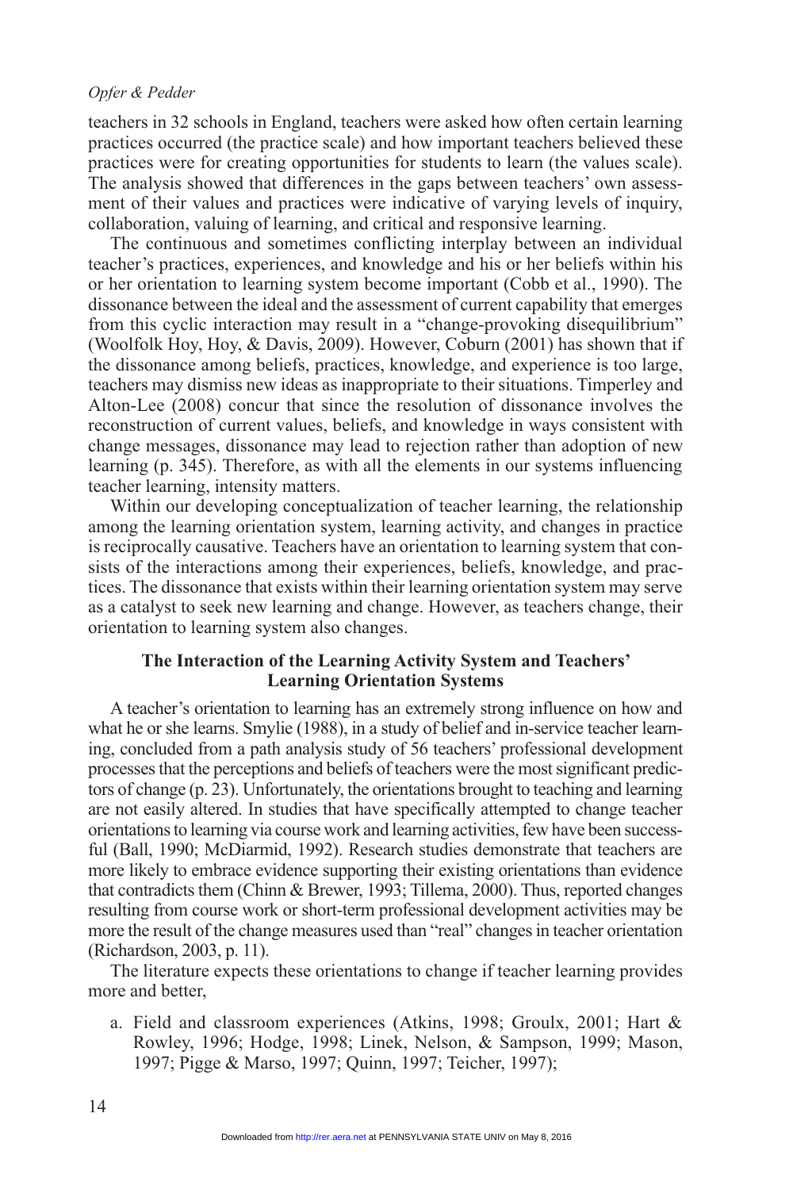teachers in 32 schools in England, teachers were asked how often certain learning practices occurred (the practice scale) and how important teachers believed these practices were for creating opportunities for students to learn (the values scale). The analysis showed that differences in the gaps between teachers' own assessment of their values and practices were indicative of varying levels of inquiry, collaboration, valuing of learning, and critical and responsive learning.

The continuous and sometimes conflicting interplay between an individual teacher's practices, experiences, and knowledge and his or her beliefs within his or her orientation to learning system become important (Cobb et al., 1990). The dissonance between the ideal and the assessment of current capability that emerges from this cyclic interaction may result in a "change-provoking disequilibrium" (Woolfolk Hoy, Hoy, & Davis, 2009). However, Coburn (2001) has shown that if the dissonance among beliefs, practices, knowledge, and experience is too large, teachers may dismiss new ideas as inappropriate to their situations. Timperley and Alton-Lee (2008) concur that since the resolution of dissonance involves the reconstruction of current values, beliefs, and knowledge in ways consistent with change messages, dissonance may lead to rejection rather than adoption of new learning (p. 345). Therefore, as with all the elements in our systems influencing teacher learning, intensity matters.

Within our developing conceptualization of teacher learning, the relationship among the learning orientation system, learning activity, and changes in practice is reciprocally causative. Teachers have an orientation to learning system that consists of the interactions among their experiences, beliefs, knowledge, and practices. The dissonance that exists within their learning orientation system may serve as a catalyst to seek new learning and change. However, as teachers change, their orientation to learning system also changes.

## The Interaction of the Learning Activity System and Teachers' Learning Orientation Systems

A teacher's orientation to learning has an extremely strong influence on how and what he or she learns. Smylie (1988), in a study of belief and in-service teacher learning, concluded from a path analysis study of 56 teachers' professional development processes that the perceptions and beliefs of teachers were the most significant predictors of change (p. 23). Unfortunately, the orientations brought to teaching and learning are not easily altered. In studies that have specifically attempted to change teacher orientations to learning via course work and learning activities, few have been successful (Ball, 1990; McDiarmid, 1992). Research studies demonstrate that teachers are more likely to embrace evidence supporting their existing orientations than evidence that contradicts them (Chinn & Brewer, 1993; Tillema, 2000). Thus, reported changes resulting from course work or short-term professional development activities may be more the result of the change measures used than "real" changes in teacher orientation (Richardson, 2003, p. 11).

The literature expects these orientations to change if teacher learning provides more and better,

a. Field and classroom experiences (Atkins, 1998; Groulx, 2001; Hart & Rowley, 1996; Hodge, 1998; Linek, Nelson, & Sampson, 1999; Mason, 1997; Pigge & Marso, 1997; Quinn, 1997; Teicher, 1997);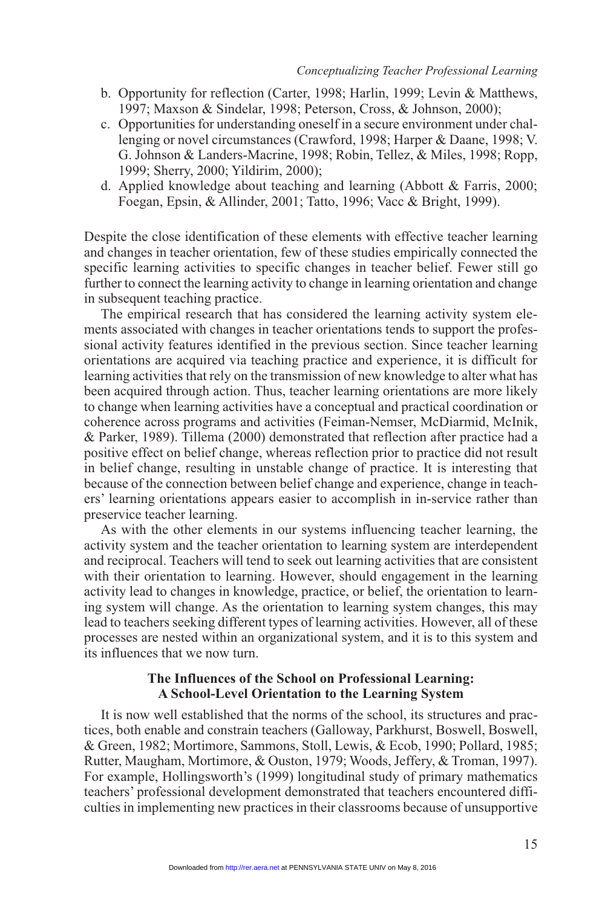b. Opportunity for reflection (Carter, 1998; Harlin, 1999; Levin & Matthews, 1997; Maxson & Sindelar, 1998; Peterson, Cross, & Johnson, 2000);
c. Opportunities for understanding oneself in a secure environment under challenging or novel circumstances (Crawford, 1998; Harper & Daane, 1998; V. G. Johnson & Landers-Macrine, 1998; Robin, Tellez, & Miles, 1998; Ropp, 1999; Sherry, 2000; Yildirim, 2000);
d. Applied knowledge about teaching and learning (Abbott & Farris, 2000; Foegan, Epsin, & Allinder, 2001; Tatto, 1996; Vacc & Bright, 1999).

Despite the close identification of these elements with effective teacher learning and changes in teacher orientation, few of these studies empirically connected the specific learning activities to specific changes in teacher belief. Fewer still go further to connect the learning activity to change in learning orientation and change in subsequent teaching practice.

The empirical research that has considered the learning activity system elements associated with changes in teacher orientations tends to support the professional activity features identified in the previous section. Since teacher learning orientations are acquired via teaching practice and experience, it is difficult for learning activities that rely on the transmission of new knowledge to alter what has been acquired through action. Thus, teacher learning orientations are more likely to change when learning activities have a conceptual and practical coordination or coherence across programs and activities (Feiman-Nemser, McDiarmid, McInik, & Parker, 1989). Tillema (2000) demonstrated that reflection after practice had a positive effect on belief change, whereas reflection prior to practice did not result in belief change, resulting in unstable change of practice. It is interesting that because of the connection between belief change and experience, change in teachers' learning orientations appears easier to accomplish in in-service rather than preservice teacher learning.

As with the other elements in our systems influencing teacher learning, the activity system and the teacher orientation to learning system are interdependent and reciprocal. Teachers will tend to seek out learning activities that are consistent with their orientation to learning. However, should engagement in the learning activity lead to changes in knowledge, practice, or belief, the orientation to learning system will change. As the orientation to learning system changes, this may lead to teachers seeking different types of learning activities. However, all of these processes are nested within an organizational system, and it is to this system and its influences that we now turn.

### The Influences of the School on Professional Learning: A School-Level Orientation to the Learning System

It is now well established that the norms of the school, its structures and practices, both enable and constrain teachers (Galloway, Parkhurst, Boswell, Boswell, & Green, 1982; Mortimore, Sammons, Stoll, Lewis, & Ecob, 1990; Pollard, 1985; Rutter, Maugham, Mortimore, & Ouston, 1979; Woods, Jeffery, & Troman, 1997). For example, Hollingsworth's (1999) longitudinal study of primary mathematics teachers' professional development demonstrated that teachers encountered difficulties in implementing new practices in their classrooms because of unsupportive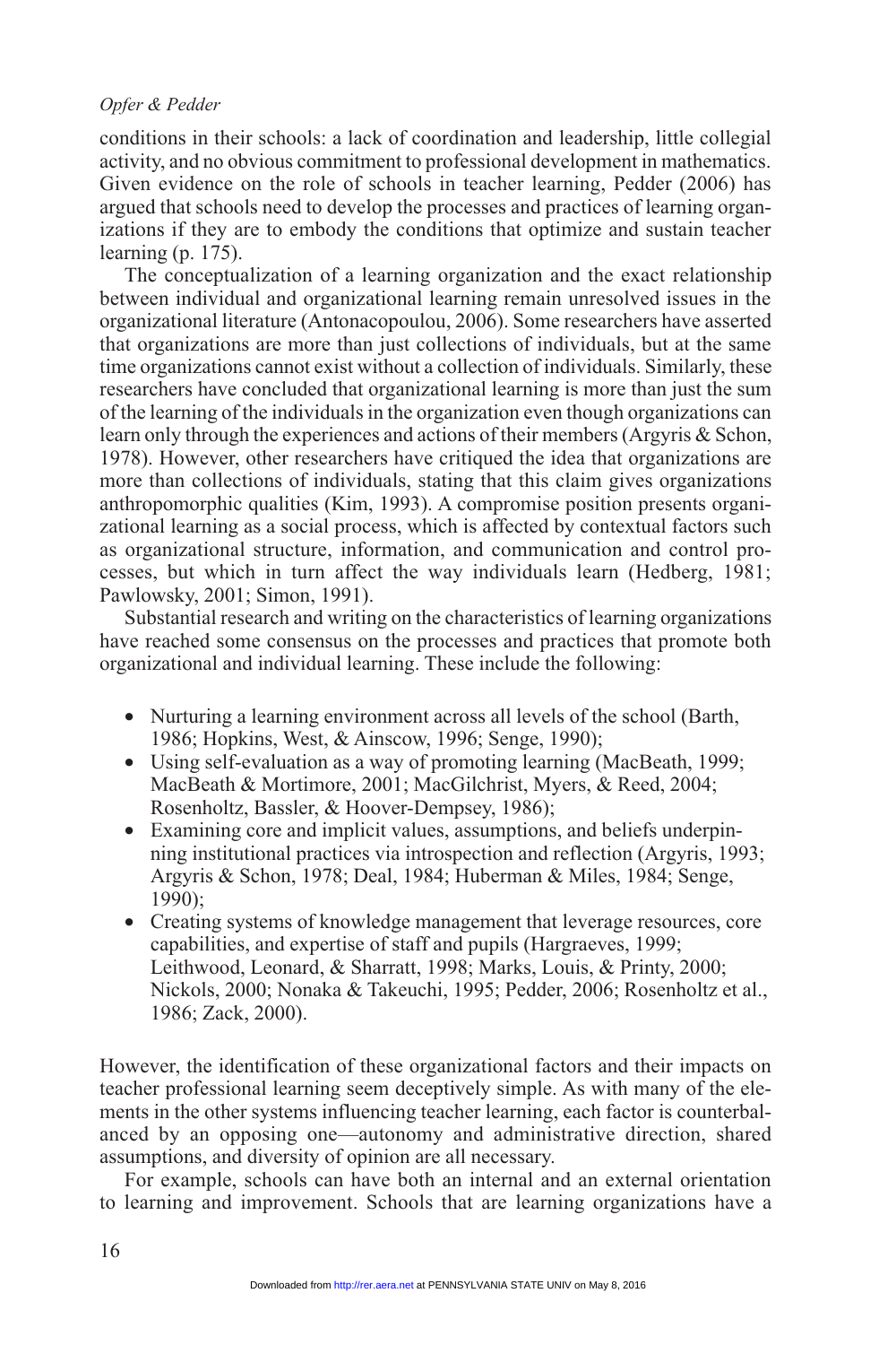conditions in their schools: a lack of coordination and leadership, little collegial activity, and no obvious commitment to professional development in mathematics. Given evidence on the role of schools in teacher learning, Pedder (2006) has argued that schools need to develop the processes and practices of learning organizations if they are to embody the conditions that optimize and sustain teacher learning (p. 175).

The conceptualization of a learning organization and the exact relationship between individual and organizational learning remain unresolved issues in the organizational literature (Antonacopoulou, 2006). Some researchers have asserted that organizations are more than just collections of individuals, but at the same time organizations cannot exist without a collection of individuals. Similarly, these researchers have concluded that organizational learning is more than just the sum of the learning of the individuals in the organization even though organizations can learn only through the experiences and actions of their members (Argyris & Schon, 1978). However, other researchers have critiqued the idea that organizations are more than collections of individuals, stating that this claim gives organizations anthropomorphic qualities (Kim, 1993). A compromise position presents organizational learning as a social process, which is affected by contextual factors such as organizational structure, information, and communication and control processes, but which in turn affect the way individuals learn (Hedberg, 1981; Pawlowsky, 2001; Simon, 1991).

Substantial research and writing on the characteristics of learning organizations have reached some consensus on the processes and practices that promote both organizational and individual learning. These include the following:

- Nurturing a learning environment across all levels of the school (Barth, 1986; Hopkins, West, & Ainscow, 1996; Senge, 1990);
- Using self-evaluation as a way of promoting learning (MacBeath, 1999; MacBeath & Mortimore, 2001; MacGilchrist, Myers, & Reed, 2004; Rosenholtz, Bassler, & Hoover-Dempsey, 1986);
- Examining core and implicit values, assumptions, and beliefs underpinning institutional practices via introspection and reflection (Argyris, 1993; Argyris & Schon, 1978; Deal, 1984; Huberman & Miles, 1984; Senge, 1990);
- Creating systems of knowledge management that leverage resources, core capabilities, and expertise of staff and pupils (Hargraeves, 1999; Leithwood, Leonard, & Sharratt, 1998; Marks, Louis, & Printy, 2000; Nickols, 2000; Nonaka & Takeuchi, 1995; Pedder, 2006; Rosenholtz et al., 1986; Zack, 2000).

However, the identification of these organizational factors and their impacts on teacher professional learning seem deceptively simple. As with many of the elements in the other systems influencing teacher learning, each factor is counterbalanced by an opposing one—autonomy and administrative direction, shared assumptions, and diversity of opinion are all necessary.

For example, schools can have both an internal and an external orientation to learning and improvement. Schools that are learning organizations have a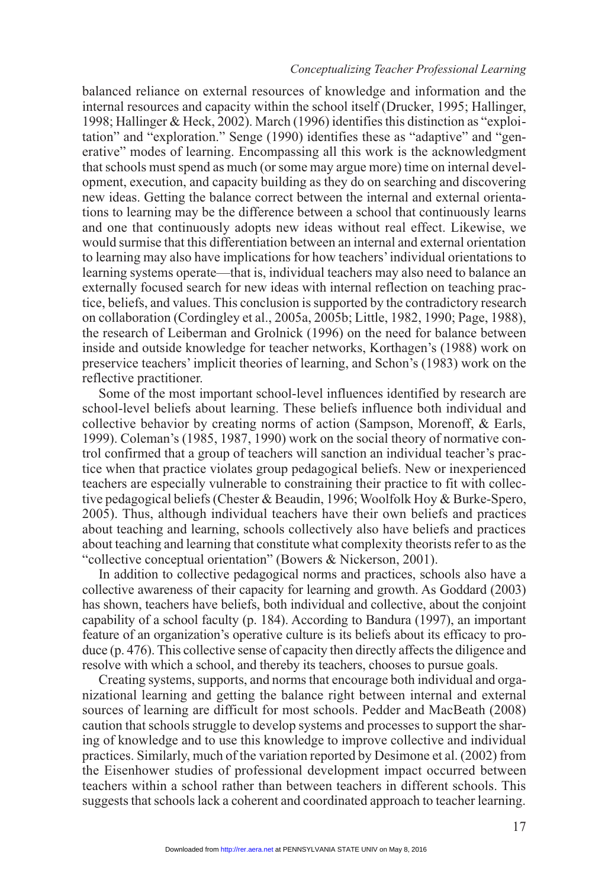balanced reliance on external resources of knowledge and information and the internal resources and capacity within the school itself (Drucker, 1995; Hallinger, 1998; Hallinger & Heck, 2002). March (1996) identifies this distinction as "exploitation" and "exploration." Senge (1990) identifies these as "adaptive" and "generative" modes of learning. Encompassing all this work is the acknowledgment that schools must spend as much (or some may argue more) time on internal development, execution, and capacity building as they do on searching and discovering new ideas. Getting the balance correct between the internal and external orientations to learning may be the difference between a school that continuously learns and one that continuously adopts new ideas without real effect. Likewise, we would surmise that this differentiation between an internal and external orientation to learning may also have implications for how teachers' individual orientations to learning systems operate—that is, individual teachers may also need to balance an externally focused search for new ideas with internal reflection on teaching practice, beliefs, and values. This conclusion is supported by the contradictory research on collaboration (Cordingley et al., 2005a, 2005b; Little, 1982, 1990; Page, 1988), the research of Leiberman and Grolnick (1996) on the need for balance between inside and outside knowledge for teacher networks, Korthagen's (1988) work on preservice teachers' implicit theories of learning, and Schon's (1983) work on the reflective practitioner.

Some of the most important school-level influences identified by research are school-level beliefs about learning. These beliefs influence both individual and collective behavior by creating norms of action (Sampson, Morenoff, & Earls, 1999). Coleman's (1985, 1987, 1990) work on the social theory of normative control confirmed that a group of teachers will sanction an individual teacher's practice when that practice violates group pedagogical beliefs. New or inexperienced teachers are especially vulnerable to constraining their practice to fit with collective pedagogical beliefs (Chester & Beaudin, 1996; Woolfolk Hoy & Burke-Spero, 2005). Thus, although individual teachers have their own beliefs and practices about teaching and learning, schools collectively also have beliefs and practices about teaching and learning that constitute what complexity theorists refer to as the "collective conceptual orientation" (Bowers & Nickerson, 2001).

In addition to collective pedagogical norms and practices, schools also have a collective awareness of their capacity for learning and growth. As Goddard (2003) has shown, teachers have beliefs, both individual and collective, about the conjoint capability of a school faculty (p. 184). According to Bandura (1997), an important feature of an organization's operative culture is its beliefs about its efficacy to produce (p. 476). This collective sense of capacity then directly affects the diligence and resolve with which a school, and thereby its teachers, chooses to pursue goals.

Creating systems, supports, and norms that encourage both individual and organizational learning and getting the balance right between internal and external sources of learning are difficult for most schools. Pedder and MacBeath (2008) caution that schools struggle to develop systems and processes to support the sharing of knowledge and to use this knowledge to improve collective and individual practices. Similarly, much of the variation reported by Desimone et al. (2002) from the Eisenhower studies of professional development impact occurred between teachers within a school rather than between teachers in different schools. This suggests that schools lack a coherent and coordinated approach to teacher learning.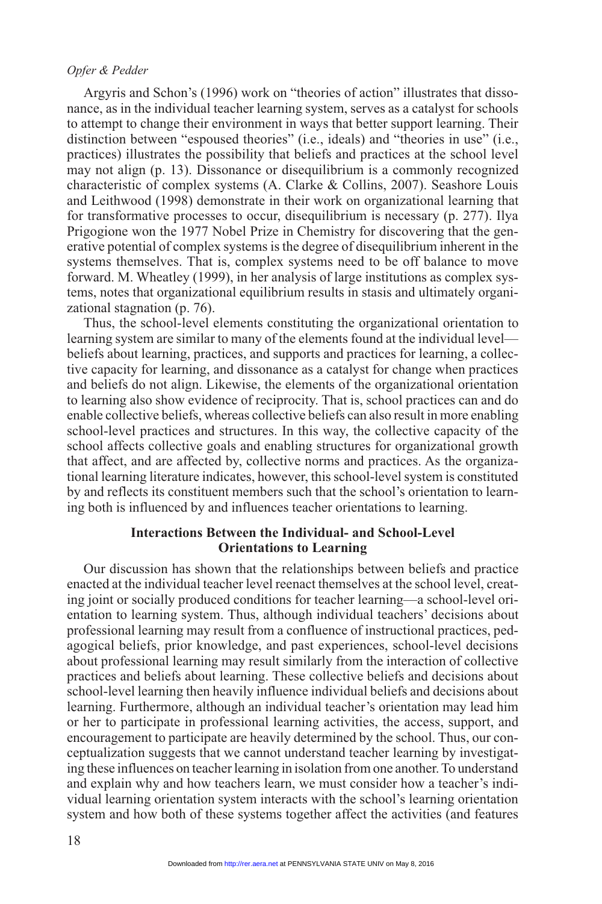Argyris and Schon's (1996) work on "theories of action" illustrates that dissonance, as in the individual teacher learning system, serves as a catalyst for schools to attempt to change their environment in ways that better support learning. Their distinction between "espoused theories" (i.e., ideals) and "theories in use" (i.e., practices) illustrates the possibility that beliefs and practices at the school level may not align (p. 13). Dissonance or disequilibrium is a commonly recognized characteristic of complex systems (A. Clarke & Collins, 2007). Seashore Louis and Leithwood (1998) demonstrate in their work on organizational learning that for transformative processes to occur, disequilibrium is necessary (p. 277). Ilya Prigogione won the 1977 Nobel Prize in Chemistry for discovering that the generative potential of complex systems is the degree of disequilibrium inherent in the systems themselves. That is, complex systems need to be off balance to move forward. M. Wheatley (1999), in her analysis of large institutions as complex systems, notes that organizational equilibrium results in stasis and ultimately organizational stagnation (p. 76).

Thus, the school-level elements constituting the organizational orientation to learning system are similar to many of the elements found at the individual level—beliefs about learning, practices, and supports and practices for learning, a collective capacity for learning, and dissonance as a catalyst for change when practices and beliefs do not align. Likewise, the elements of the organizational orientation to learning also show evidence of reciprocity. That is, school practices can and do enable collective beliefs, whereas collective beliefs can also result in more enabling school-level practices and structures. In this way, the collective capacity of the school affects collective goals and enabling structures for organizational growth that affect, and are affected by, collective norms and practices. As the organizational learning literature indicates, however, this school-level system is constituted by and reflects its constituent members such that the school's orientation to learning both is influenced by and influences teacher orientations to learning.

### Interactions Between the Individual- and School-Level Orientations to Learning

Our discussion has shown that the relationships between beliefs and practice enacted at the individual teacher level reenact themselves at the school level, creating joint or socially produced conditions for teacher learning—a school-level orientation to learning system. Thus, although individual teachers' decisions about professional learning may result from a confluence of instructional practices, pedagogical beliefs, prior knowledge, and past experiences, school-level decisions about professional learning may result similarly from the interaction of collective practices and beliefs about learning. These collective beliefs and decisions about school-level learning then heavily influence individual beliefs and decisions about learning. Furthermore, although an individual teacher's orientation may lead him or her to participate in professional learning activities, the access, support, and encouragement to participate are heavily determined by the school. Thus, our conceptualization suggests that we cannot understand teacher learning by investigating these influences on teacher learning in isolation from one another. To understand and explain why and how teachers learn, we must consider how a teacher's individual learning orientation system interacts with the school's learning orientation system and how both of these systems together affect the activities (and features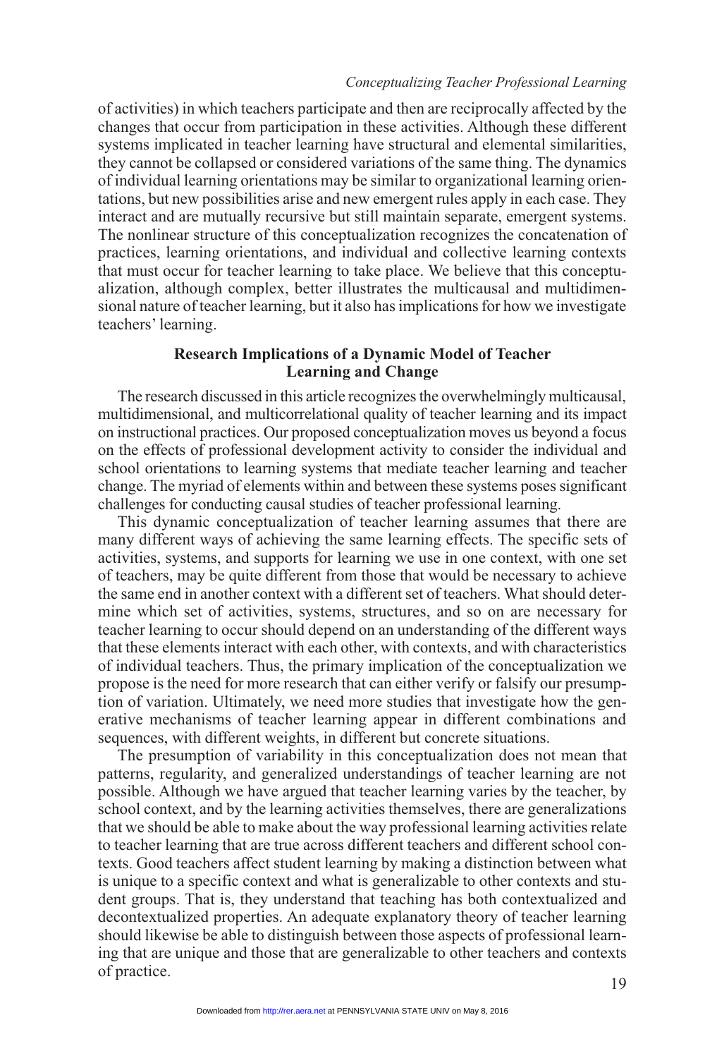of activities) in which teachers participate and then are reciprocally affected by the changes that occur from participation in these activities. Although these different systems implicated in teacher learning have structural and elemental similarities, they cannot be collapsed or considered variations of the same thing. The dynamics of individual learning orientations may be similar to organizational learning orientations, but new possibilities arise and new emergent rules apply in each case. They interact and are mutually recursive but still maintain separate, emergent systems. The nonlinear structure of this conceptualization recognizes the concatenation of practices, learning orientations, and individual and collective learning contexts that must occur for teacher learning to take place. We believe that this conceptualization, although complex, better illustrates the multicausal and multidimensional nature of teacher learning, but it also has implications for how we investigate teachers' learning.

## Research Implications of a Dynamic Model of Teacher Learning and Change

The research discussed in this article recognizes the overwhelmingly multicausal, multidimensional, and multicorrelational quality of teacher learning and its impact on instructional practices. Our proposed conceptualization moves us beyond a focus on the effects of professional development activity to consider the individual and school orientations to learning systems that mediate teacher learning and teacher change. The myriad of elements within and between these systems poses significant challenges for conducting causal studies of teacher professional learning.

This dynamic conceptualization of teacher learning assumes that there are many different ways of achieving the same learning effects. The specific sets of activities, systems, and supports for learning we use in one context, with one set of teachers, may be quite different from those that would be necessary to achieve the same end in another context with a different set of teachers. What should determine which set of activities, systems, structures, and so on are necessary for teacher learning to occur should depend on an understanding of the different ways that these elements interact with each other, with contexts, and with characteristics of individual teachers. Thus, the primary implication of the conceptualization we propose is the need for more research that can either verify or falsify our presumption of variation. Ultimately, we need more studies that investigate how the generative mechanisms of teacher learning appear in different combinations and sequences, with different weights, in different but concrete situations.

The presumption of variability in this conceptualization does not mean that patterns, regularity, and generalized understandings of teacher learning are not possible. Although we have argued that teacher learning varies by the teacher, by school context, and by the learning activities themselves, there are generalizations that we should be able to make about the way professional learning activities relate to teacher learning that are true across different teachers and different school contexts. Good teachers affect student learning by making a distinction between what is unique to a specific context and what is generalizable to other contexts and student groups. That is, they understand that teaching has both contextualized and decontextualized properties. An adequate explanatory theory of teacher learning should likewise be able to distinguish between those aspects of professional learning that are unique and those that are generalizable to other teachers and contexts of practice.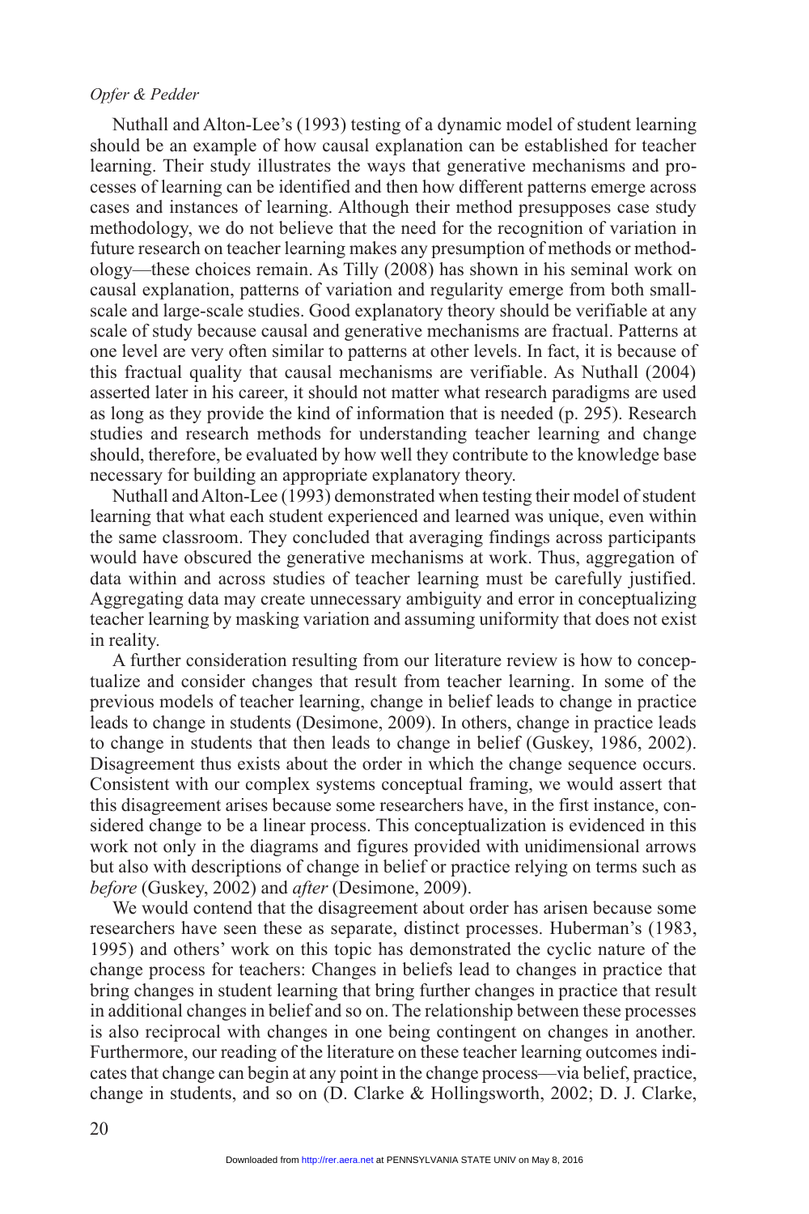Nuthall and Alton-Lee's (1993) testing of a dynamic model of student learning should be an example of how causal explanation can be established for teacher learning. Their study illustrates the ways that generative mechanisms and processes of learning can be identified and then how different patterns emerge across cases and instances of learning. Although their method presupposes case study methodology, we do not believe that the need for the recognition of variation in future research on teacher learning makes any presumption of methods or methodology—these choices remain. As Tilly (2008) has shown in his seminal work on causal explanation, patterns of variation and regularity emerge from both small-scale and large-scale studies. Good explanatory theory should be verifiable at any scale of study because causal and generative mechanisms are fractual. Patterns at one level are very often similar to patterns at other levels. In fact, it is because of this fractual quality that causal mechanisms are verifiable. As Nuthall (2004) asserted later in his career, it should not matter what research paradigms are used as long as they provide the kind of information that is needed (p. 295). Research studies and research methods for understanding teacher learning and change should, therefore, be evaluated by how well they contribute to the knowledge base necessary for building an appropriate explanatory theory.

Nuthall and Alton-Lee (1993) demonstrated when testing their model of student learning that what each student experienced and learned was unique, even within the same classroom. They concluded that averaging findings across participants would have obscured the generative mechanisms at work. Thus, aggregation of data within and across studies of teacher learning must be carefully justified. Aggregating data may create unnecessary ambiguity and error in conceptualizing teacher learning by masking variation and assuming uniformity that does not exist in reality.

A further consideration resulting from our literature review is how to conceptualize and consider changes that result from teacher learning. In some of the previous models of teacher learning, change in belief leads to change in practice leads to change in students (Desimone, 2009). In others, change in practice leads to change in students that then leads to change in belief (Guskey, 1986, 2002). Disagreement thus exists about the order in which the change sequence occurs. Consistent with our complex systems conceptual framing, we would assert that this disagreement arises because some researchers have, in the first instance, considered change to be a linear process. This conceptualization is evidenced in this work not only in the diagrams and figures provided with unidimensional arrows but also with descriptions of change in belief or practice relying on terms such as *before* (Guskey, 2002) and *after* (Desimone, 2009).

We would contend that the disagreement about order has arisen because some researchers have seen these as separate, distinct processes. Huberman's (1983, 1995) and others' work on this topic has demonstrated the cyclic nature of the change process for teachers: Changes in beliefs lead to changes in practice that bring changes in student learning that bring further changes in practice that result in additional changes in belief and so on. The relationship between these processes is also reciprocal with changes in one being contingent on changes in another. Furthermore, our reading of the literature on these teacher learning outcomes indicates that change can begin at any point in the change process—via belief, practice, change in students, and so on (D. Clarke & Hollingsworth, 2002; D. J. Clarke,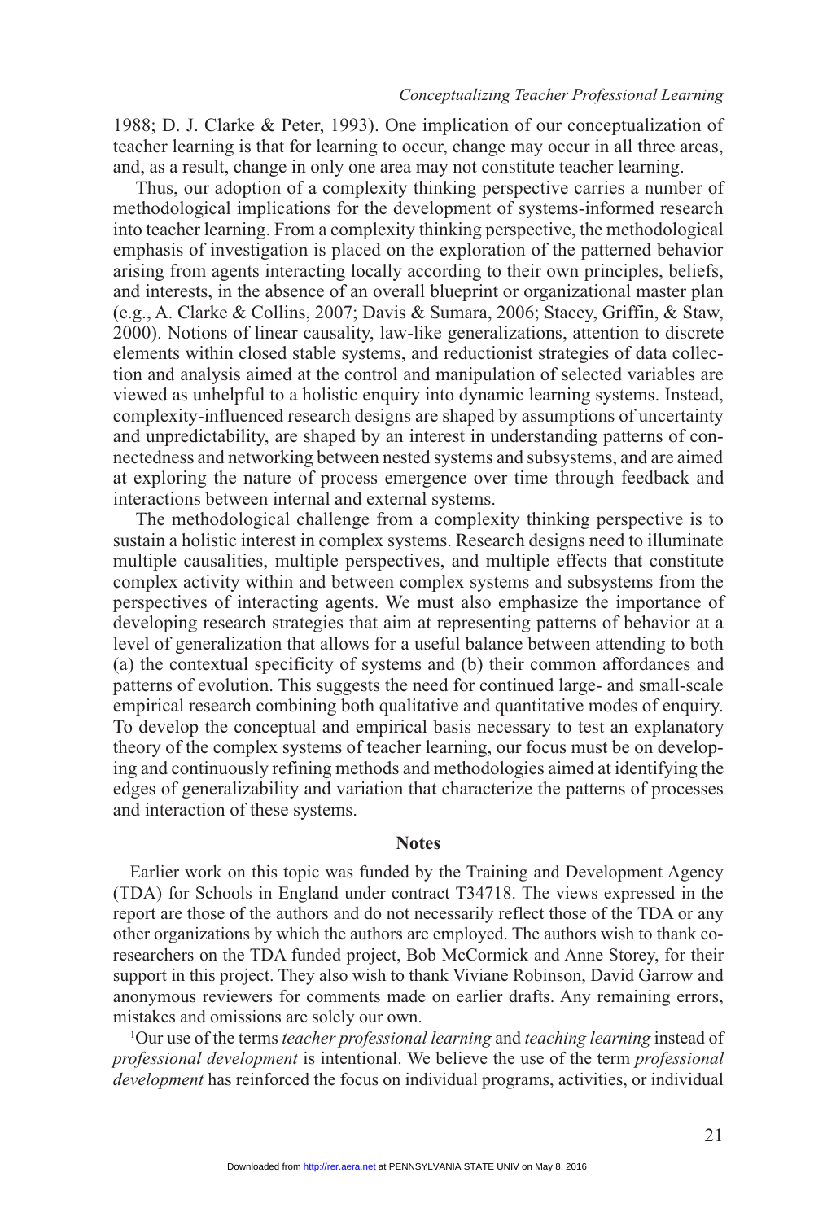1988; D. J. Clarke & Peter, 1993). One implication of our conceptualization of teacher learning is that for learning to occur, change may occur in all three areas, and, as a result, change in only one area may not constitute teacher learning.

Thus, our adoption of a complexity thinking perspective carries a number of methodological implications for the development of systems-informed research into teacher learning. From a complexity thinking perspective, the methodological emphasis of investigation is placed on the exploration of the patterned behavior arising from agents interacting locally according to their own principles, beliefs, and interests, in the absence of an overall blueprint or organizational master plan (e.g., A. Clarke & Collins, 2007; Davis & Sumara, 2006; Stacey, Griffin, & Staw, 2000). Notions of linear causality, law-like generalizations, attention to discrete elements within closed stable systems, and reductionist strategies of data collection and analysis aimed at the control and manipulation of selected variables are viewed as unhelpful to a holistic enquiry into dynamic learning systems. Instead, complexity-influenced research designs are shaped by assumptions of uncertainty and unpredictability, are shaped by an interest in understanding patterns of connectedness and networking between nested systems and subsystems, and are aimed at exploring the nature of process emergence over time through feedback and interactions between internal and external systems.

The methodological challenge from a complexity thinking perspective is to sustain a holistic interest in complex systems. Research designs need to illuminate multiple causalities, multiple perspectives, and multiple effects that constitute complex activity within and between complex systems and subsystems from the perspectives of interacting agents. We must also emphasize the importance of developing research strategies that aim at representing patterns of behavior at a level of generalization that allows for a useful balance between attending to both (a) the contextual specificity of systems and (b) their common affordances and patterns of evolution. This suggests the need for continued large- and small-scale empirical research combining both qualitative and quantitative modes of enquiry. To develop the conceptual and empirical basis necessary to test an explanatory theory of the complex systems of teacher learning, our focus must be on developing and continuously refining methods and methodologies aimed at identifying the edges of generalizability and variation that characterize the patterns of processes and interaction of these systems.

## Notes

Earlier work on this topic was funded by the Training and Development Agency (TDA) for Schools in England under contract T34718. The views expressed in the report are those of the authors and do not necessarily reflect those of the TDA or any other organizations by which the authors are employed. The authors wish to thank co-researchers on the TDA funded project, Bob McCormick and Anne Storey, for their support in this project. They also wish to thank Viviane Robinson, David Garrow and anonymous reviewers for comments made on earlier drafts. Any remaining errors, mistakes and omissions are solely our own.

[1]Our use of the terms *teacher professional learning* and *teaching learning* instead of *professional development* is intentional. We believe the use of the term *professional development* has reinforced the focus on individual programs, activities, or individual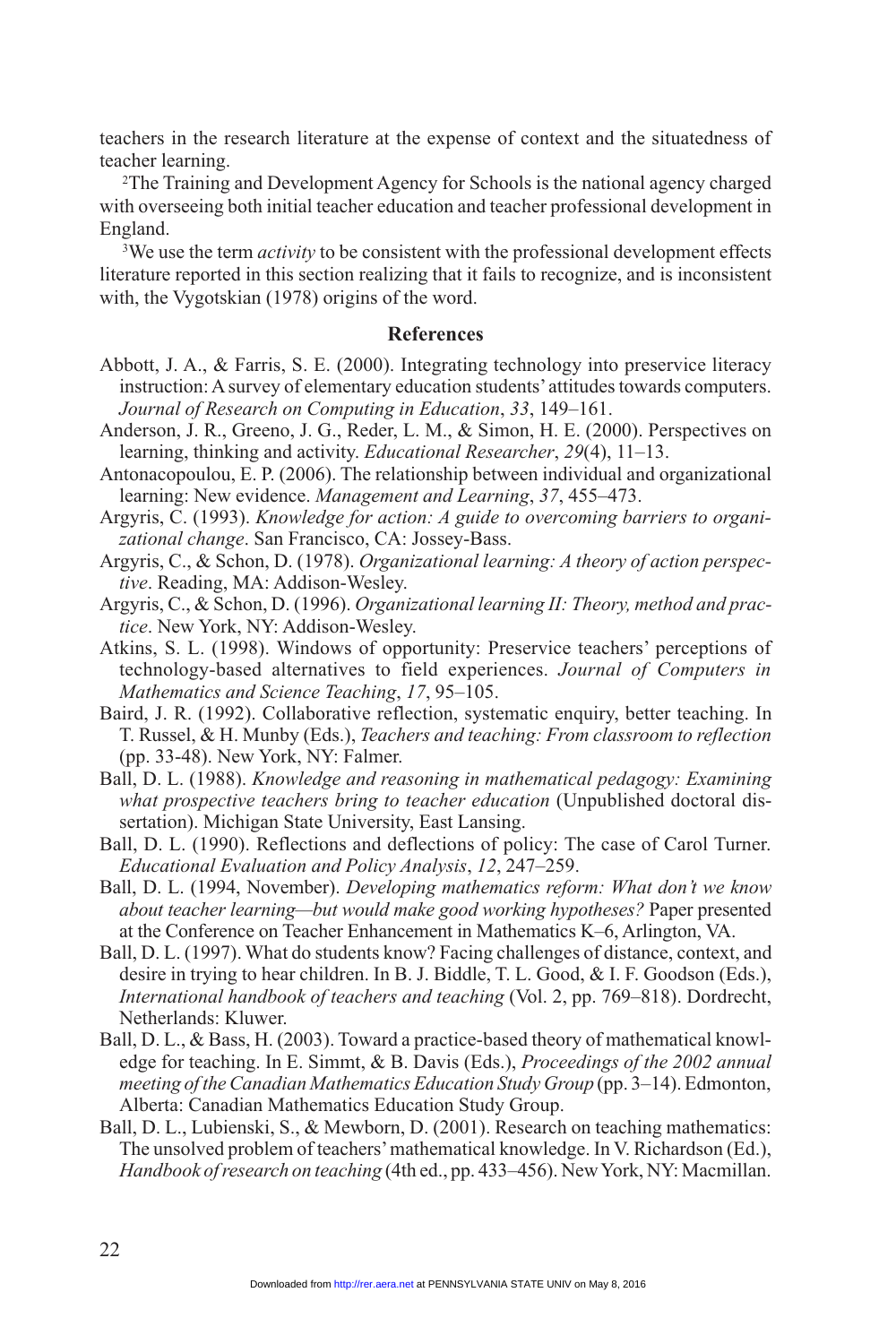teachers in the research literature at the expense of context and the situatedness of teacher learning.

[2]The Training and Development Agency for Schools is the national agency charged with overseeing both initial teacher education and teacher professional development in England.

[3]We use the term *activity* to be consistent with the professional development effects literature reported in this section realizing that it fails to recognize, and is inconsistent with, the Vygotskian (1978) origins of the word.

## References

Abbott, J. A., & Farris, S. E. (2000). Integrating technology into preservice literacy instruction: A survey of elementary education students' attitudes towards computers. *Journal of Research on Computing in Education*, *33*, 149–161.

Anderson, J. R., Greeno, J. G., Reder, L. M., & Simon, H. E. (2000). Perspectives on learning, thinking and activity. *Educational Researcher*, *29*(4), 11–13.

Antonacopoulou, E. P. (2006). The relationship between individual and organizational learning: New evidence. *Management and Learning*, *37*, 455–473.

Argyris, C. (1993). *Knowledge for action: A guide to overcoming barriers to organizational change*. San Francisco, CA: Jossey-Bass.

Argyris, C., & Schon, D. (1978). *Organizational learning: A theory of action perspective*. Reading, MA: Addison-Wesley.

Argyris, C., & Schon, D. (1996). *Organizational learning II: Theory, method and practice*. New York, NY: Addison-Wesley.

Atkins, S. L. (1998). Windows of opportunity: Preservice teachers' perceptions of technology-based alternatives to field experiences. *Journal of Computers in Mathematics and Science Teaching*, *17*, 95–105.

Baird, J. R. (1992). Collaborative reflection, systematic enquiry, better teaching. In T. Russel, & H. Munby (Eds.), *Teachers and teaching: From classroom to reflection* (pp. 33-48). New York, NY: Falmer.

Ball, D. L. (1988). *Knowledge and reasoning in mathematical pedagogy: Examining what prospective teachers bring to teacher education* (Unpublished doctoral dissertation). Michigan State University, East Lansing.

Ball, D. L. (1990). Reflections and deflections of policy: The case of Carol Turner. *Educational Evaluation and Policy Analysis*, *12*, 247–259.

Ball, D. L. (1994, November). *Developing mathematics reform: What don't we know about teacher learning—but would make good working hypotheses?* Paper presented at the Conference on Teacher Enhancement in Mathematics K–6, Arlington, VA.

Ball, D. L. (1997). What do students know? Facing challenges of distance, context, and desire in trying to hear children. In B. J. Biddle, T. L. Good, & I. F. Goodson (Eds.), *International handbook of teachers and teaching* (Vol. 2, pp. 769–818). Dordrecht, Netherlands: Kluwer.

Ball, D. L., & Bass, H. (2003). Toward a practice-based theory of mathematical knowledge for teaching. In E. Simmt, & B. Davis (Eds.), *Proceedings of the 2002 annual meeting of the Canadian Mathematics Education Study Group* (pp. 3–14). Edmonton, Alberta: Canadian Mathematics Education Study Group.

Ball, D. L., Lubienski, S., & Mewborn, D. (2001). Research on teaching mathematics: The unsolved problem of teachers' mathematical knowledge. In V. Richardson (Ed.), *Handbook of research on teaching* (4th ed., pp. 433–456). New York, NY: Macmillan.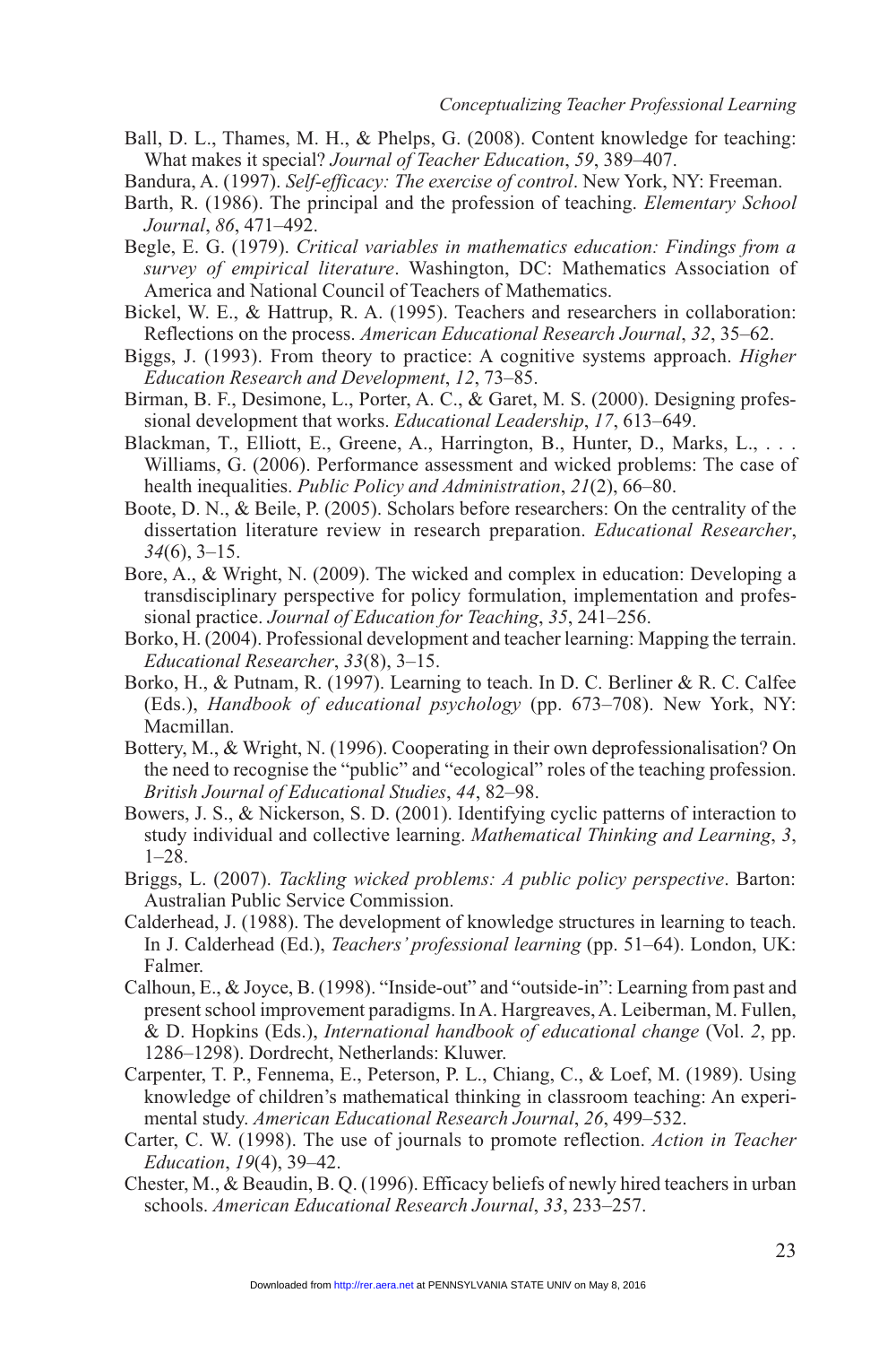Ball, D. L., Thames, M. H., & Phelps, G. (2008). Content knowledge for teaching: What makes it special? *Journal of Teacher Education*, *59*, 389–407.

Bandura, A. (1997). *Self-efficacy: The exercise of control*. New York, NY: Freeman.

Barth, R. (1986). The principal and the profession of teaching. *Elementary School Journal*, *86*, 471–492.

Begle, E. G. (1979). *Critical variables in mathematics education: Findings from a survey of empirical literature*. Washington, DC: Mathematics Association of America and National Council of Teachers of Mathematics.

Bickel, W. E., & Hattrup, R. A. (1995). Teachers and researchers in collaboration: Reflections on the process. *American Educational Research Journal*, *32*, 35–62.

Biggs, J. (1993). From theory to practice: A cognitive systems approach. *Higher Education Research and Development*, *12*, 73–85.

Birman, B. F., Desimone, L., Porter, A. C., & Garet, M. S. (2000). Designing professional development that works. *Educational Leadership*, *17*, 613–649.

Blackman, T., Elliott, E., Greene, A., Harrington, B., Hunter, D., Marks, L., . . . Williams, G. (2006). Performance assessment and wicked problems: The case of health inequalities. *Public Policy and Administration*, *21*(2), 66–80.

Boote, D. N., & Beile, P. (2005). Scholars before researchers: On the centrality of the dissertation literature review in research preparation. *Educational Researcher*, *34*(6), 3–15.

Bore, A., & Wright, N. (2009). The wicked and complex in education: Developing a transdisciplinary perspective for policy formulation, implementation and professional practice. *Journal of Education for Teaching*, *35*, 241–256.

Borko, H. (2004). Professional development and teacher learning: Mapping the terrain. *Educational Researcher*, *33*(8), 3–15.

Borko, H., & Putnam, R. (1997). Learning to teach. In D. C. Berliner & R. C. Calfee (Eds.), *Handbook of educational psychology* (pp. 673–708). New York, NY: Macmillan.

Bottery, M., & Wright, N. (1996). Cooperating in their own deprofessionalisation? On the need to recognise the "public" and "ecological" roles of the teaching profession. *British Journal of Educational Studies*, *44*, 82–98.

Bowers, J. S., & Nickerson, S. D. (2001). Identifying cyclic patterns of interaction to study individual and collective learning. *Mathematical Thinking and Learning*, *3*, 1–28.

Briggs, L. (2007). *Tackling wicked problems: A public policy perspective*. Barton: Australian Public Service Commission.

Calderhead, J. (1988). The development of knowledge structures in learning to teach. In J. Calderhead (Ed.), *Teachers' professional learning* (pp. 51–64). London, UK: Falmer.

Calhoun, E., & Joyce, B. (1998). "Inside-out" and "outside-in": Learning from past and present school improvement paradigms. In A. Hargreaves, A. Leiberman, M. Fullen, & D. Hopkins (Eds.), *International handbook of educational change* (Vol. *2*, pp. 1286–1298). Dordrecht, Netherlands: Kluwer.

Carpenter, T. P., Fennema, E., Peterson, P. L., Chiang, C., & Loef, M. (1989). Using knowledge of children's mathematical thinking in classroom teaching: An experimental study. *American Educational Research Journal*, *26*, 499–532.

Carter, C. W. (1998). The use of journals to promote reflection. *Action in Teacher Education*, *19*(4), 39–42.

Chester, M., & Beaudin, B. Q. (1996). Efficacy beliefs of newly hired teachers in urban schools. *American Educational Research Journal*, *33*, 233–257.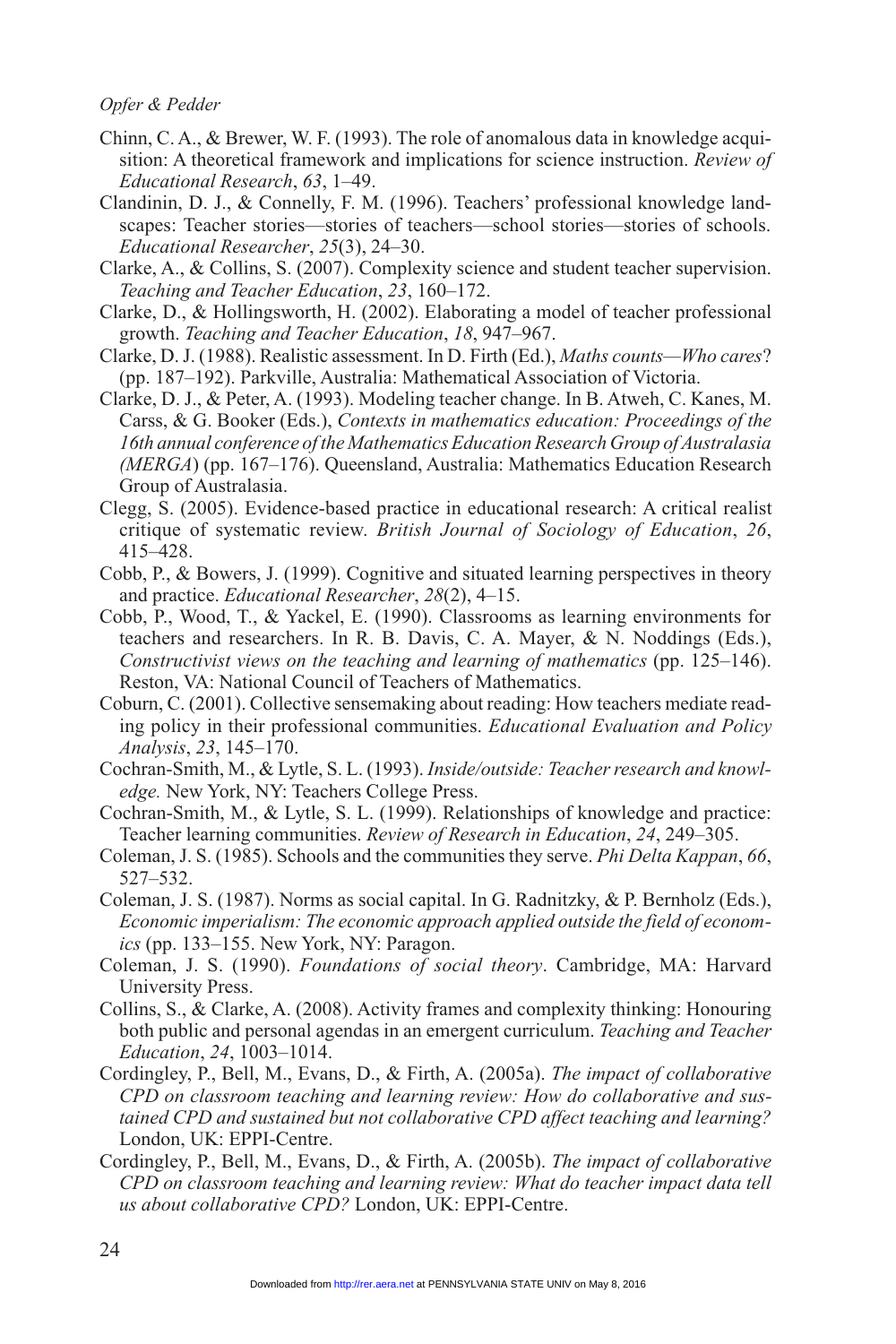Chinn, C. A., & Brewer, W. F. (1993). The role of anomalous data in knowledge acquisition: A theoretical framework and implications for science instruction. *Review of Educational Research*, *63*, 1–49.

Clandinin, D. J., & Connelly, F. M. (1996). Teachers' professional knowledge landscapes: Teacher stories—stories of teachers—school stories—stories of schools. *Educational Researcher*, *25*(3), 24–30.

Clarke, A., & Collins, S. (2007). Complexity science and student teacher supervision. *Teaching and Teacher Education*, *23*, 160–172.

Clarke, D., & Hollingsworth, H. (2002). Elaborating a model of teacher professional growth. *Teaching and Teacher Education*, *18*, 947–967.

Clarke, D. J. (1988). Realistic assessment. In D. Firth (Ed.), *Maths counts—Who cares*? (pp. 187–192). Parkville, Australia: Mathematical Association of Victoria.

Clarke, D. J., & Peter, A. (1993). Modeling teacher change. In B. Atweh, C. Kanes, M. Carss, & G. Booker (Eds.), *Contexts in mathematics education: Proceedings of the 16th annual conference of the Mathematics Education Research Group of Australasia (MERGA)* (pp. 167–176). Queensland, Australia: Mathematics Education Research Group of Australasia.

Clegg, S. (2005). Evidence-based practice in educational research: A critical realist critique of systematic review. *British Journal of Sociology of Education*, *26*, 415–428.

Cobb, P., & Bowers, J. (1999). Cognitive and situated learning perspectives in theory and practice. *Educational Researcher*, *28*(2), 4–15.

Cobb, P., Wood, T., & Yackel, E. (1990). Classrooms as learning environments for teachers and researchers. In R. B. Davis, C. A. Mayer, & N. Noddings (Eds.), *Constructivist views on the teaching and learning of mathematics* (pp. 125–146). Reston, VA: National Council of Teachers of Mathematics.

Coburn, C. (2001). Collective sensemaking about reading: How teachers mediate reading policy in their professional communities. *Educational Evaluation and Policy Analysis*, *23*, 145–170.

Cochran-Smith, M., & Lytle, S. L. (1993). *Inside/outside: Teacher research and knowledge.* New York, NY: Teachers College Press.

Cochran-Smith, M., & Lytle, S. L. (1999). Relationships of knowledge and practice: Teacher learning communities. *Review of Research in Education*, *24*, 249–305.

Coleman, J. S. (1985). Schools and the communities they serve. *Phi Delta Kappan*, *66*, 527–532.

Coleman, J. S. (1987). Norms as social capital. In G. Radnitzky, & P. Bernholz (Eds.), *Economic imperialism: The economic approach applied outside the field of economics* (pp. 133–155. New York, NY: Paragon.

Coleman, J. S. (1990). *Foundations of social theory*. Cambridge, MA: Harvard University Press.

Collins, S., & Clarke, A. (2008). Activity frames and complexity thinking: Honouring both public and personal agendas in an emergent curriculum. *Teaching and Teacher Education*, *24*, 1003–1014.

Cordingley, P., Bell, M., Evans, D., & Firth, A. (2005a). *The impact of collaborative CPD on classroom teaching and learning review: How do collaborative and sustained CPD and sustained but not collaborative CPD affect teaching and learning?* London, UK: EPPI-Centre.

Cordingley, P., Bell, M., Evans, D., & Firth, A. (2005b). *The impact of collaborative CPD on classroom teaching and learning review: What do teacher impact data tell us about collaborative CPD?* London, UK: EPPI-Centre.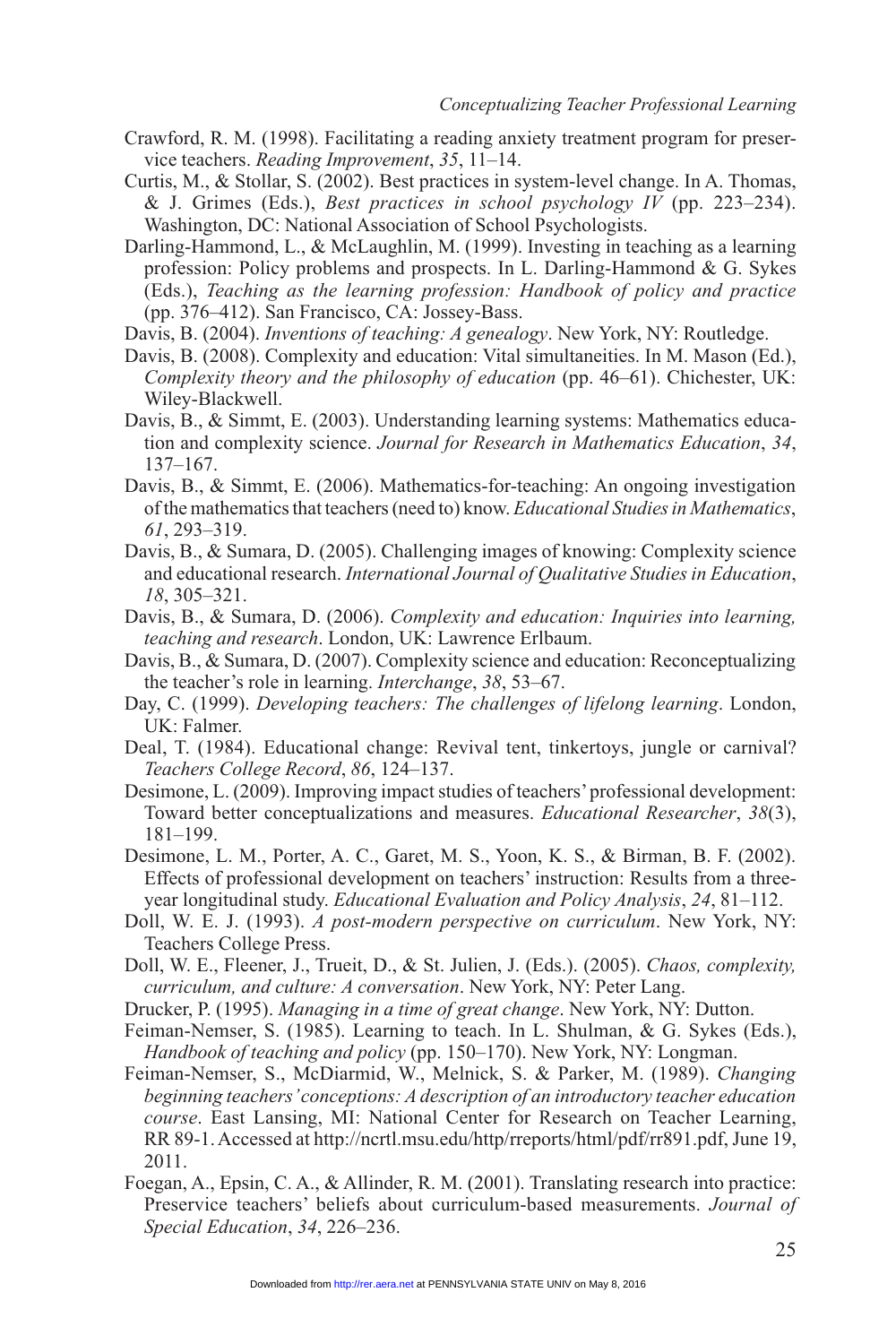Crawford, R. M. (1998). Facilitating a reading anxiety treatment program for preservice teachers. *Reading Improvement*, *35*, 11–14.

Curtis, M., & Stollar, S. (2002). Best practices in system-level change. In A. Thomas, & J. Grimes (Eds.), *Best practices in school psychology IV* (pp. 223–234). Washington, DC: National Association of School Psychologists.

Darling-Hammond, L., & McLaughlin, M. (1999). Investing in teaching as a learning profession: Policy problems and prospects. In L. Darling-Hammond & G. Sykes (Eds.), *Teaching as the learning profession: Handbook of policy and practice* (pp. 376–412). San Francisco, CA: Jossey-Bass.

Davis, B. (2004). *Inventions of teaching: A genealogy*. New York, NY: Routledge.

Davis, B. (2008). Complexity and education: Vital simultaneities. In M. Mason (Ed.), *Complexity theory and the philosophy of education* (pp. 46–61). Chichester, UK: Wiley-Blackwell.

Davis, B., & Simmt, E. (2003). Understanding learning systems: Mathematics education and complexity science. *Journal for Research in Mathematics Education*, *34*, 137–167.

Davis, B., & Simmt, E. (2006). Mathematics-for-teaching: An ongoing investigation of the mathematics that teachers (need to) know. *Educational Studies in Mathematics*, *61*, 293–319.

Davis, B., & Sumara, D. (2005). Challenging images of knowing: Complexity science and educational research. *International Journal of Qualitative Studies in Education*, *18*, 305–321.

Davis, B., & Sumara, D. (2006). *Complexity and education: Inquiries into learning, teaching and research*. London, UK: Lawrence Erlbaum.

Davis, B., & Sumara, D. (2007). Complexity science and education: Reconceptualizing the teacher's role in learning. *Interchange*, *38*, 53–67.

Day, C. (1999). *Developing teachers: The challenges of lifelong learning*. London, UK: Falmer.

Deal, T. (1984). Educational change: Revival tent, tinkertoys, jungle or carnival? *Teachers College Record*, *86*, 124–137.

Desimone, L. (2009). Improving impact studies of teachers' professional development: Toward better conceptualizations and measures. *Educational Researcher*, *38*(3), 181–199.

Desimone, L. M., Porter, A. C., Garet, M. S., Yoon, K. S., & Birman, B. F. (2002). Effects of professional development on teachers' instruction: Results from a three-year longitudinal study. *Educational Evaluation and Policy Analysis*, *24*, 81–112.

Doll, W. E. J. (1993). *A post-modern perspective on curriculum*. New York, NY: Teachers College Press.

Doll, W. E., Fleener, J., Trueit, D., & St. Julien, J. (Eds.). (2005). *Chaos, complexity, curriculum, and culture: A conversation*. New York, NY: Peter Lang.

Drucker, P. (1995). *Managing in a time of great change*. New York, NY: Dutton.

Feiman-Nemser, S. (1985). Learning to teach. In L. Shulman, & G. Sykes (Eds.), *Handbook of teaching and policy* (pp. 150–170). New York, NY: Longman.

Feiman-Nemser, S., McDiarmid, W., Melnick, S. & Parker, M. (1989). *Changing beginning teachers' conceptions: A description of an introductory teacher education course*. East Lansing, MI: National Center for Research on Teacher Learning, RR 89-1. Accessed at http://ncrtl.msu.edu/http/rreports/html/pdf/rr891.pdf, June 19, 2011.

Foegan, A., Epsin, C. A., & Allinder, R. M. (2001). Translating research into practice: Preservice teachers' beliefs about curriculum-based measurements. *Journal of Special Education*, *34*, 226–236.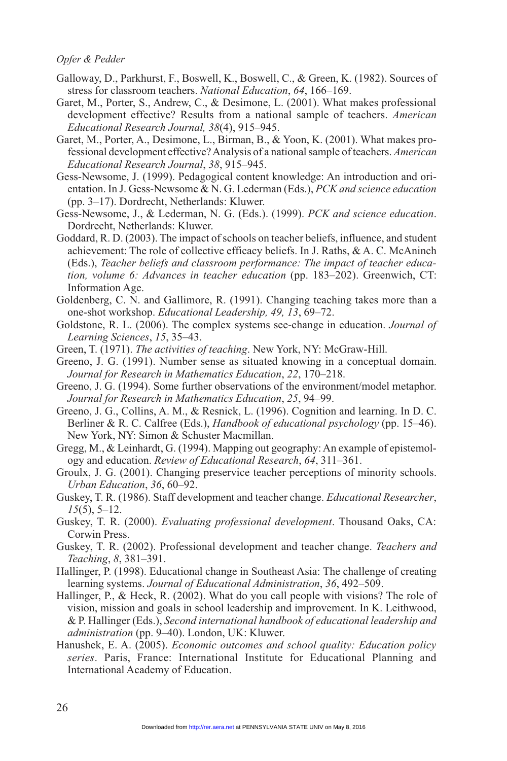Galloway, D., Parkhurst, F., Boswell, K., Boswell, C., & Green, K. (1982). Sources of stress for classroom teachers. *National Education*, *64*, 166–169.

Garet, M., Porter, S., Andrew, C., & Desimone, L. (2001). What makes professional development effective? Results from a national sample of teachers. *American Educational Research Journal, 38*(4), 915–945.

Garet, M., Porter, A., Desimone, L., Birman, B., & Yoon, K. (2001). What makes professional development effective? Analysis of a national sample of teachers. *American Educational Research Journal*, *38*, 915–945.

Gess-Newsome, J. (1999). Pedagogical content knowledge: An introduction and orientation. In J. Gess-Newsome & N. G. Lederman (Eds.), *PCK and science education* (pp. 3–17). Dordrecht, Netherlands: Kluwer.

Gess-Newsome, J., & Lederman, N. G. (Eds.). (1999). *PCK and science education*. Dordrecht, Netherlands: Kluwer.

Goddard, R. D. (2003). The impact of schools on teacher beliefs, influence, and student achievement: The role of collective efficacy beliefs. In J. Raths, & A. C. McAninch (Eds.), *Teacher beliefs and classroom performance: The impact of teacher education, volume 6: Advances in teacher education* (pp. 183–202). Greenwich, CT: Information Age.

Goldenberg, C. N. and Gallimore, R. (1991). Changing teaching takes more than a one-shot workshop. *Educational Leadership, 49, 13*, 69–72.

Goldstone, R. L. (2006). The complex systems see-change in education. *Journal of Learning Sciences*, *15*, 35–43.

Green, T. (1971). *The activities of teaching*. New York, NY: McGraw-Hill.

Greeno, J. G. (1991). Number sense as situated knowing in a conceptual domain. *Journal for Research in Mathematics Education*, *22*, 170–218.

Greeno, J. G. (1994). Some further observations of the environment/model metaphor. *Journal for Research in Mathematics Education*, *25*, 94–99.

Greeno, J. G., Collins, A. M., & Resnick, L. (1996). Cognition and learning. In D. C. Berliner & R. C. Calfree (Eds.), *Handbook of educational psychology* (pp. 15–46). New York, NY: Simon & Schuster Macmillan.

Gregg, M., & Leinhardt, G. (1994). Mapping out geography: An example of epistemology and education. *Review of Educational Research*, *64*, 311–361.

Groulx, J. G. (2001). Changing preservice teacher perceptions of minority schools. *Urban Education*, *36*, 60–92.

Guskey, T. R. (1986). Staff development and teacher change. *Educational Researcher*, *15*(5), 5–12.

Guskey, T. R. (2000). *Evaluating professional development*. Thousand Oaks, CA: Corwin Press.

Guskey, T. R. (2002). Professional development and teacher change. *Teachers and Teaching*, *8*, 381–391.

Hallinger, P. (1998). Educational change in Southeast Asia: The challenge of creating learning systems. *Journal of Educational Administration*, *36*, 492–509.

Hallinger, P., & Heck, R. (2002). What do you call people with visions? The role of vision, mission and goals in school leadership and improvement. In K. Leithwood, & P. Hallinger (Eds.), *Second international handbook of educational leadership and administration* (pp. 9–40). London, UK: Kluwer.

Hanushek, E. A. (2005). *Economic outcomes and school quality: Education policy series*. Paris, France: International Institute for Educational Planning and International Academy of Education.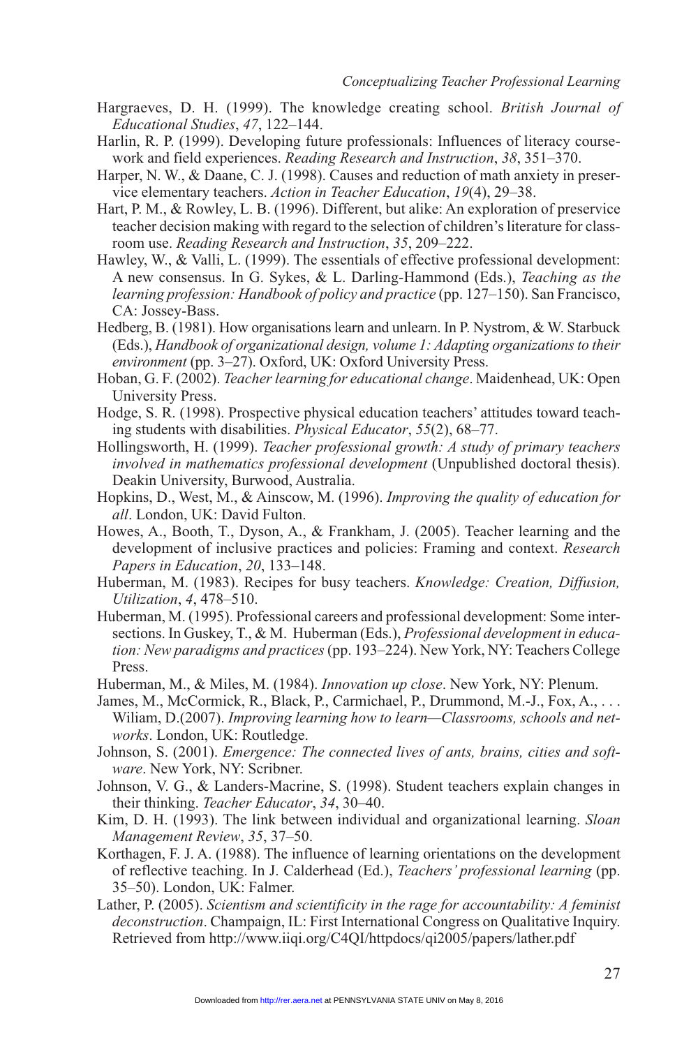Hargraeves, D. H. (1999). The knowledge creating school. *British Journal of Educational Studies*, *47*, 122–144.

Harlin, R. P. (1999). Developing future professionals: Influences of literacy coursework and field experiences. *Reading Research and Instruction*, *38*, 351–370.

Harper, N. W., & Daane, C. J. (1998). Causes and reduction of math anxiety in preservice elementary teachers. *Action in Teacher Education*, *19*(4), 29–38.

Hart, P. M., & Rowley, L. B. (1996). Different, but alike: An exploration of preservice teacher decision making with regard to the selection of children's literature for classroom use. *Reading Research and Instruction*, *35*, 209–222.

Hawley, W., & Valli, L. (1999). The essentials of effective professional development: A new consensus. In G. Sykes, & L. Darling-Hammond (Eds.), *Teaching as the learning profession: Handbook of policy and practice* (pp. 127–150). San Francisco, CA: Jossey-Bass.

Hedberg, B. (1981). How organisations learn and unlearn. In P. Nystrom, & W. Starbuck (Eds.), *Handbook of organizational design, volume 1: Adapting organizations to their environment* (pp. 3–27). Oxford, UK: Oxford University Press.

Hoban, G. F. (2002). *Teacher learning for educational change*. Maidenhead, UK: Open University Press.

Hodge, S. R. (1998). Prospective physical education teachers' attitudes toward teaching students with disabilities. *Physical Educator*, *55*(2), 68–77.

Hollingsworth, H. (1999). *Teacher professional growth: A study of primary teachers involved in mathematics professional development* (Unpublished doctoral thesis). Deakin University, Burwood, Australia.

Hopkins, D., West, M., & Ainscow, M. (1996). *Improving the quality of education for all*. London, UK: David Fulton.

Howes, A., Booth, T., Dyson, A., & Frankham, J. (2005). Teacher learning and the development of inclusive practices and policies: Framing and context. *Research Papers in Education*, *20*, 133–148.

Huberman, M. (1983). Recipes for busy teachers. *Knowledge: Creation, Diffusion, Utilization*, *4*, 478–510.

Huberman, M. (1995). Professional careers and professional development: Some intersections. In Guskey, T., & M. Huberman (Eds.), *Professional development in education: New paradigms and practices* (pp. 193–224). New York, NY: Teachers College Press.

Huberman, M., & Miles, M. (1984). *Innovation up close*. New York, NY: Plenum.

James, M., McCormick, R., Black, P., Carmichael, P., Drummond, M.-J., Fox, A., . . . Wiliam, D.(2007). *Improving learning how to learn—Classrooms, schools and networks*. London, UK: Routledge.

Johnson, S. (2001). *Emergence: The connected lives of ants, brains, cities and software*. New York, NY: Scribner.

Johnson, V. G., & Landers-Macrine, S. (1998). Student teachers explain changes in their thinking. *Teacher Educator*, *34*, 30–40.

Kim, D. H. (1993). The link between individual and organizational learning. *Sloan Management Review*, *35*, 37–50.

Korthagen, F. J. A. (1988). The influence of learning orientations on the development of reflective teaching. In J. Calderhead (Ed.), *Teachers' professional learning* (pp. 35–50). London, UK: Falmer.

Lather, P. (2005). *Scientism and scientificity in the rage for accountability: A feminist deconstruction*. Champaign, IL: First International Congress on Qualitative Inquiry. Retrieved from http://www.iiqi.org/C4QI/httpdocs/qi2005/papers/lather.pdf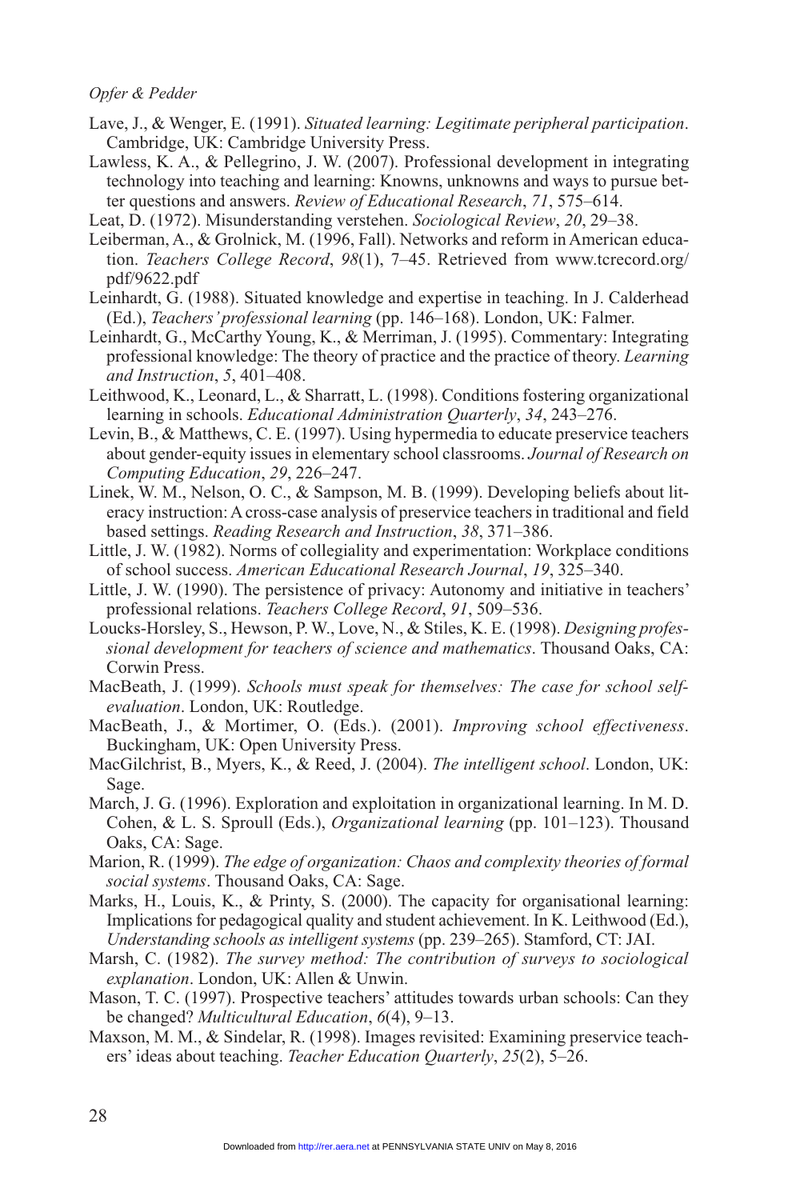Lave, J., & Wenger, E. (1991). *Situated learning: Legitimate peripheral participation*. Cambridge, UK: Cambridge University Press.

Lawless, K. A., & Pellegrino, J. W. (2007). Professional development in integrating technology into teaching and learning: Knowns, unknowns and ways to pursue better questions and answers. *Review of Educational Research*, *71*, 575–614.

Leat, D. (1972). Misunderstanding verstehen. *Sociological Review*, *20*, 29–38.

Leiberman, A., & Grolnick, M. (1996, Fall). Networks and reform in American education. *Teachers College Record*, *98*(1), 7–45. Retrieved from www.tcrecord.org/pdf/9622.pdf

Leinhardt, G. (1988). Situated knowledge and expertise in teaching. In J. Calderhead (Ed.), *Teachers' professional learning* (pp. 146–168). London, UK: Falmer.

Leinhardt, G., McCarthy Young, K., & Merriman, J. (1995). Commentary: Integrating professional knowledge: The theory of practice and the practice of theory. *Learning and Instruction*, *5*, 401–408.

Leithwood, K., Leonard, L., & Sharratt, L. (1998). Conditions fostering organizational learning in schools. *Educational Administration Quarterly*, *34*, 243–276.

Levin, B., & Matthews, C. E. (1997). Using hypermedia to educate preservice teachers about gender-equity issues in elementary school classrooms. *Journal of Research on Computing Education*, *29*, 226–247.

Linek, W. M., Nelson, O. C., & Sampson, M. B. (1999). Developing beliefs about literacy instruction: A cross-case analysis of preservice teachers in traditional and field based settings. *Reading Research and Instruction*, *38*, 371–386.

Little, J. W. (1982). Norms of collegiality and experimentation: Workplace conditions of school success. *American Educational Research Journal*, *19*, 325–340.

Little, J. W. (1990). The persistence of privacy: Autonomy and initiative in teachers' professional relations. *Teachers College Record*, *91*, 509–536.

Loucks-Horsley, S., Hewson, P. W., Love, N., & Stiles, K. E. (1998). *Designing professional development for teachers of science and mathematics*. Thousand Oaks, CA: Corwin Press.

MacBeath, J. (1999). *Schools must speak for themselves: The case for school self-evaluation*. London, UK: Routledge.

MacBeath, J., & Mortimer, O. (Eds.). (2001). *Improving school effectiveness*. Buckingham, UK: Open University Press.

MacGilchrist, B., Myers, K., & Reed, J. (2004). *The intelligent school*. London, UK: Sage.

March, J. G. (1996). Exploration and exploitation in organizational learning. In M. D. Cohen, & L. S. Sproull (Eds.), *Organizational learning* (pp. 101–123). Thousand Oaks, CA: Sage.

Marion, R. (1999). *The edge of organization: Chaos and complexity theories of formal social systems*. Thousand Oaks, CA: Sage.

Marks, H., Louis, K., & Printy, S. (2000). The capacity for organisational learning: Implications for pedagogical quality and student achievement. In K. Leithwood (Ed.), *Understanding schools as intelligent systems* (pp. 239–265). Stamford, CT: JAI.

Marsh, C. (1982). *The survey method: The contribution of surveys to sociological explanation*. London, UK: Allen & Unwin.

Mason, T. C. (1997). Prospective teachers' attitudes towards urban schools: Can they be changed? *Multicultural Education*, *6*(4), 9–13.

Maxson, M. M., & Sindelar, R. (1998). Images revisited: Examining preservice teachers' ideas about teaching. *Teacher Education Quarterly*, *25*(2), 5–26.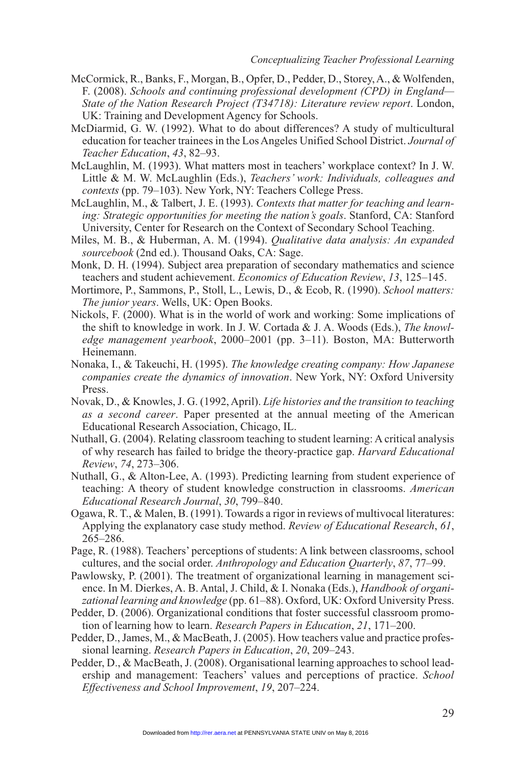McCormick, R., Banks, F., Morgan, B., Opfer, D., Pedder, D., Storey, A., & Wolfenden, F. (2008). *Schools and continuing professional development (CPD) in England—State of the Nation Research Project (T34718): Literature review report*. London, UK: Training and Development Agency for Schools.

McDiarmid, G. W. (1992). What to do about differences? A study of multicultural education for teacher trainees in the Los Angeles Unified School District. *Journal of Teacher Education*, *43*, 82–93.

McLaughlin, M. (1993). What matters most in teachers' workplace context? In J. W. Little & M. W. McLaughlin (Eds.), *Teachers' work: Individuals, colleagues and contexts* (pp. 79–103). New York, NY: Teachers College Press.

McLaughlin, M., & Talbert, J. E. (1993). *Contexts that matter for teaching and learning: Strategic opportunities for meeting the nation's goals*. Stanford, CA: Stanford University, Center for Research on the Context of Secondary School Teaching.

Miles, M. B., & Huberman, A. M. (1994). *Qualitative data analysis: An expanded sourcebook* (2nd ed.). Thousand Oaks, CA: Sage.

Monk, D. H. (1994). Subject area preparation of secondary mathematics and science teachers and student achievement. *Economics of Education Review*, *13*, 125–145.

Mortimore, P., Sammons, P., Stoll, L., Lewis, D., & Ecob, R. (1990). *School matters: The junior years*. Wells, UK: Open Books.

Nickols, F. (2000). What is in the world of work and working: Some implications of the shift to knowledge in work. In J. W. Cortada & J. A. Woods (Eds.), *The knowledge management yearbook*, 2000–2001 (pp. 3–11). Boston, MA: Butterworth Heinemann.

Nonaka, I., & Takeuchi, H. (1995). *The knowledge creating company: How Japanese companies create the dynamics of innovation*. New York, NY: Oxford University Press.

Novak, D., & Knowles, J. G. (1992, April). *Life histories and the transition to teaching as a second career*. Paper presented at the annual meeting of the American Educational Research Association, Chicago, IL.

Nuthall, G. (2004). Relating classroom teaching to student learning: A critical analysis of why research has failed to bridge the theory-practice gap. *Harvard Educational Review*, *74*, 273–306.

Nuthall, G., & Alton-Lee, A. (1993). Predicting learning from student experience of teaching: A theory of student knowledge construction in classrooms. *American Educational Research Journal*, *30*, 799–840.

Ogawa, R. T., & Malen, B. (1991). Towards a rigor in reviews of multivocal literatures: Applying the explanatory case study method. *Review of Educational Research*, *61*, 265–286.

Page, R. (1988). Teachers' perceptions of students: A link between classrooms, school cultures, and the social order. *Anthropology and Education Quarterly*, *87*, 77–99.

Pawlowsky, P. (2001). The treatment of organizational learning in management science. In M. Dierkes, A. B. Antal, J. Child, & I. Nonaka (Eds.), *Handbook of organizational learning and knowledge* (pp. 61–88). Oxford, UK: Oxford University Press.

Pedder, D. (2006). Organizational conditions that foster successful classroom promotion of learning how to learn. *Research Papers in Education*, *21*, 171–200.

Pedder, D., James, M., & MacBeath, J. (2005). How teachers value and practice professional learning. *Research Papers in Education*, *20*, 209–243.

Pedder, D., & MacBeath, J. (2008). Organisational learning approaches to school leadership and management: Teachers' values and perceptions of practice. *School Effectiveness and School Improvement*, *19*, 207–224.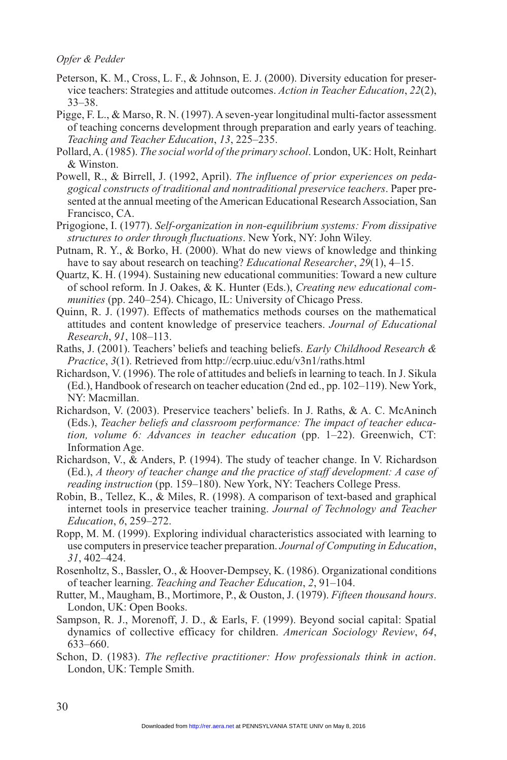Peterson, K. M., Cross, L. F., & Johnson, E. J. (2000). Diversity education for preservice teachers: Strategies and attitude outcomes. *Action in Teacher Education*, *22*(2), 33–38.

Pigge, F. L., & Marso, R. N. (1997). A seven-year longitudinal multi-factor assessment of teaching concerns development through preparation and early years of teaching. *Teaching and Teacher Education*, *13*, 225–235.

Pollard, A. (1985). *The social world of the primary school*. London, UK: Holt, Reinhart & Winston.

Powell, R., & Birrell, J. (1992, April). *The influence of prior experiences on pedagogical constructs of traditional and nontraditional preservice teachers*. Paper presented at the annual meeting of the American Educational Research Association, San Francisco, CA.

Prigogione, I. (1977). *Self-organization in non-equilibrium systems: From dissipative structures to order through fluctuations*. New York, NY: John Wiley.

Putnam, R. Y., & Borko, H. (2000). What do new views of knowledge and thinking have to say about research on teaching? *Educational Researcher*, *29*(1), 4–15.

Quartz, K. H. (1994). Sustaining new educational communities: Toward a new culture of school reform. In J. Oakes, & K. Hunter (Eds.), *Creating new educational communities* (pp. 240–254). Chicago, IL: University of Chicago Press.

Quinn, R. J. (1997). Effects of mathematics methods courses on the mathematical attitudes and content knowledge of preservice teachers. *Journal of Educational Research*, *91*, 108–113.

Raths, J. (2001). Teachers' beliefs and teaching beliefs. *Early Childhood Research & Practice*, *3*(1). Retrieved from http://ecrp.uiuc.edu/v3n1/raths.html

Richardson, V. (1996). The role of attitudes and beliefs in learning to teach. In J. Sikula (Ed.), Handbook of research on teacher education (2nd ed., pp. 102–119). New York, NY: Macmillan.

Richardson, V. (2003). Preservice teachers' beliefs. In J. Raths, & A. C. McAninch (Eds.), *Teacher beliefs and classroom performance: The impact of teacher education, volume 6: Advances in teacher education* (pp. 1–22). Greenwich, CT: Information Age.

Richardson, V., & Anders, P. (1994). The study of teacher change. In V. Richardson (Ed.), *A theory of teacher change and the practice of staff development: A case of reading instruction* (pp. 159–180). New York, NY: Teachers College Press.

Robin, B., Tellez, K., & Miles, R. (1998). A comparison of text-based and graphical internet tools in preservice teacher training. *Journal of Technology and Teacher Education*, *6*, 259–272.

Ropp, M. M. (1999). Exploring individual characteristics associated with learning to use computers in preservice teacher preparation. *Journal of Computing in Education*, *31*, 402–424.

Rosenholtz, S., Bassler, O., & Hoover-Dempsey, K. (1986). Organizational conditions of teacher learning. *Teaching and Teacher Education*, *2*, 91–104.

Rutter, M., Maugham, B., Mortimore, P., & Ouston, J. (1979). *Fifteen thousand hours*. London, UK: Open Books.

Sampson, R. J., Morenoff, J. D., & Earls, F. (1999). Beyond social capital: Spatial dynamics of collective efficacy for children. *American Sociology Review*, *64*, 633–660.

Schon, D. (1983). *The reflective practitioner: How professionals think in action*. London, UK: Temple Smith.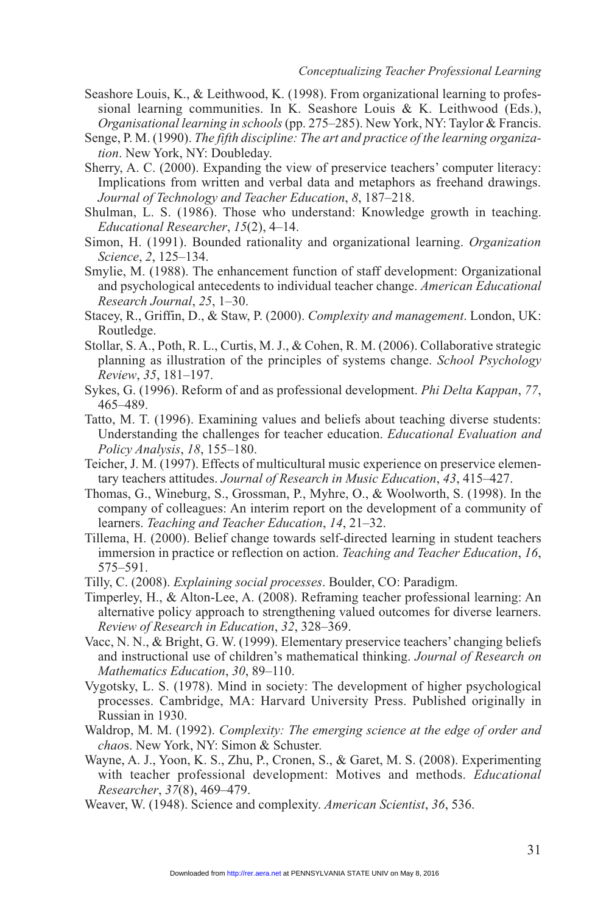Seashore Louis, K., & Leithwood, K. (1998). From organizational learning to professional learning communities. In K. Seashore Louis & K. Leithwood (Eds.), *Organisational learning in schools* (pp. 275–285). New York, NY: Taylor & Francis.

Senge, P. M. (1990). *The fifth discipline: The art and practice of the learning organization*. New York, NY: Doubleday.

Sherry, A. C. (2000). Expanding the view of preservice teachers' computer literacy: Implications from written and verbal data and metaphors as freehand drawings. *Journal of Technology and Teacher Education*, *8*, 187–218.

Shulman, L. S. (1986). Those who understand: Knowledge growth in teaching. *Educational Researcher*, *15*(2), 4–14.

Simon, H. (1991). Bounded rationality and organizational learning. *Organization Science*, *2*, 125–134.

Smylie, M. (1988). The enhancement function of staff development: Organizational and psychological antecedents to individual teacher change. *American Educational Research Journal*, *25*, 1–30.

Stacey, R., Griffin, D., & Staw, P. (2000). *Complexity and management*. London, UK: Routledge.

Stollar, S. A., Poth, R. L., Curtis, M. J., & Cohen, R. M. (2006). Collaborative strategic planning as illustration of the principles of systems change. *School Psychology Review*, *35*, 181–197.

Sykes, G. (1996). Reform of and as professional development. *Phi Delta Kappan*, *77*, 465–489.

Tatto, M. T. (1996). Examining values and beliefs about teaching diverse students: Understanding the challenges for teacher education. *Educational Evaluation and Policy Analysis*, *18*, 155–180.

Teicher, J. M. (1997). Effects of multicultural music experience on preservice elementary teachers attitudes. *Journal of Research in Music Education*, *43*, 415–427.

Thomas, G., Wineburg, S., Grossman, P., Myhre, O., & Woolworth, S. (1998). In the company of colleagues: An interim report on the development of a community of learners. *Teaching and Teacher Education*, *14*, 21–32.

Tillema, H. (2000). Belief change towards self-directed learning in student teachers immersion in practice or reflection on action. *Teaching and Teacher Education*, *16*, 575–591.

Tilly, C. (2008). *Explaining social processes*. Boulder, CO: Paradigm.

Timperley, H., & Alton-Lee, A. (2008). Reframing teacher professional learning: An alternative policy approach to strengthening valued outcomes for diverse learners. *Review of Research in Education*, *32*, 328–369.

Vacc, N. N., & Bright, G. W. (1999). Elementary preservice teachers' changing beliefs and instructional use of children's mathematical thinking. *Journal of Research on Mathematics Education*, *30*, 89–110.

Vygotsky, L. S. (1978). Mind in society: The development of higher psychological processes. Cambridge, MA: Harvard University Press. Published originally in Russian in 1930.

Waldrop, M. M. (1992). *Complexity: The emerging science at the edge of order and chaos*. New York, NY: Simon & Schuster.

Wayne, A. J., Yoon, K. S., Zhu, P., Cronen, S., & Garet, M. S. (2008). Experimenting with teacher professional development: Motives and methods. *Educational Researcher*, *37*(8), 469–479.

Weaver, W. (1948). Science and complexity. *American Scientist*, *36*, 536.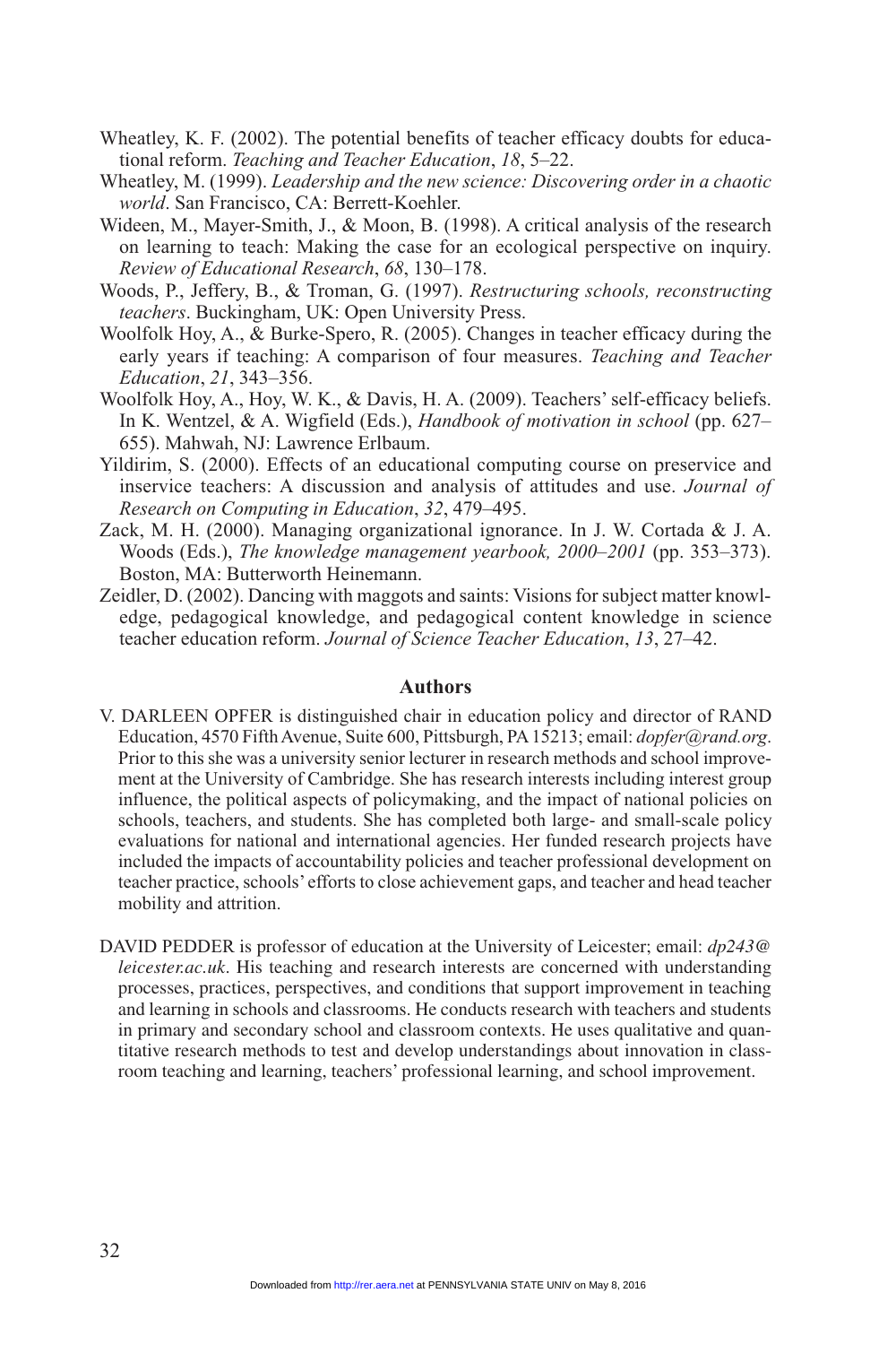Wheatley, K. F. (2002). The potential benefits of teacher efficacy doubts for educational reform. *Teaching and Teacher Education*, *18*, 5–22.

Wheatley, M. (1999). *Leadership and the new science: Discovering order in a chaotic world*. San Francisco, CA: Berrett-Koehler.

Wideen, M., Mayer-Smith, J., & Moon, B. (1998). A critical analysis of the research on learning to teach: Making the case for an ecological perspective on inquiry. *Review of Educational Research*, *68*, 130–178.

Woods, P., Jeffery, B., & Troman, G. (1997). *Restructuring schools, reconstructing teachers*. Buckingham, UK: Open University Press.

Woolfolk Hoy, A., & Burke-Spero, R. (2005). Changes in teacher efficacy during the early years if teaching: A comparison of four measures. *Teaching and Teacher Education*, *21*, 343–356.

Woolfolk Hoy, A., Hoy, W. K., & Davis, H. A. (2009). Teachers' self-efficacy beliefs. In K. Wentzel, & A. Wigfield (Eds.), *Handbook of motivation in school* (pp. 627–655). Mahwah, NJ: Lawrence Erlbaum.

Yildirim, S. (2000). Effects of an educational computing course on preservice and inservice teachers: A discussion and analysis of attitudes and use. *Journal of Research on Computing in Education*, *32*, 479–495.

Zack, M. H. (2000). Managing organizational ignorance. In J. W. Cortada & J. A. Woods (Eds.), *The knowledge management yearbook, 2000–2001* (pp. 353–373). Boston, MA: Butterworth Heinemann.

Zeidler, D. (2002). Dancing with maggots and saints: Visions for subject matter knowledge, pedagogical knowledge, and pedagogical content knowledge in science teacher education reform. *Journal of Science Teacher Education*, *13*, 27–42.

## Authors

V. DARLEEN OPFER is distinguished chair in education policy and director of RAND Education, 4570 Fifth Avenue, Suite 600, Pittsburgh, PA 15213; email: *dopfer@rand.org*. Prior to this she was a university senior lecturer in research methods and school improvement at the University of Cambridge. She has research interests including interest group influence, the political aspects of policymaking, and the impact of national policies on schools, teachers, and students. She has completed both large- and small-scale policy evaluations for national and international agencies. Her funded research projects have included the impacts of accountability policies and teacher professional development on teacher practice, schools' efforts to close achievement gaps, and teacher and head teacher mobility and attrition.

DAVID PEDDER is professor of education at the University of Leicester; email: *dp243@leicester.ac.uk*. His teaching and research interests are concerned with understanding processes, practices, perspectives, and conditions that support improvement in teaching and learning in schools and classrooms. He conducts research with teachers and students in primary and secondary school and classroom contexts. He uses qualitative and quantitative research methods to test and develop understandings about innovation in classroom teaching and learning, teachers' professional learning, and school improvement.